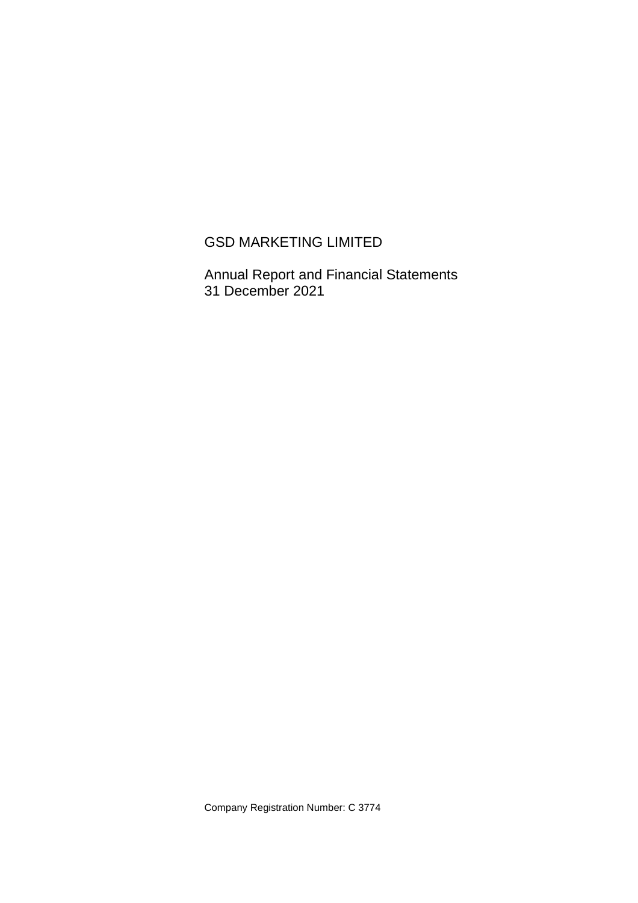# GSD MARKETING LIMITED

Annual Report and Financial Statements
31 December 2021

Company Registration Number: C 3774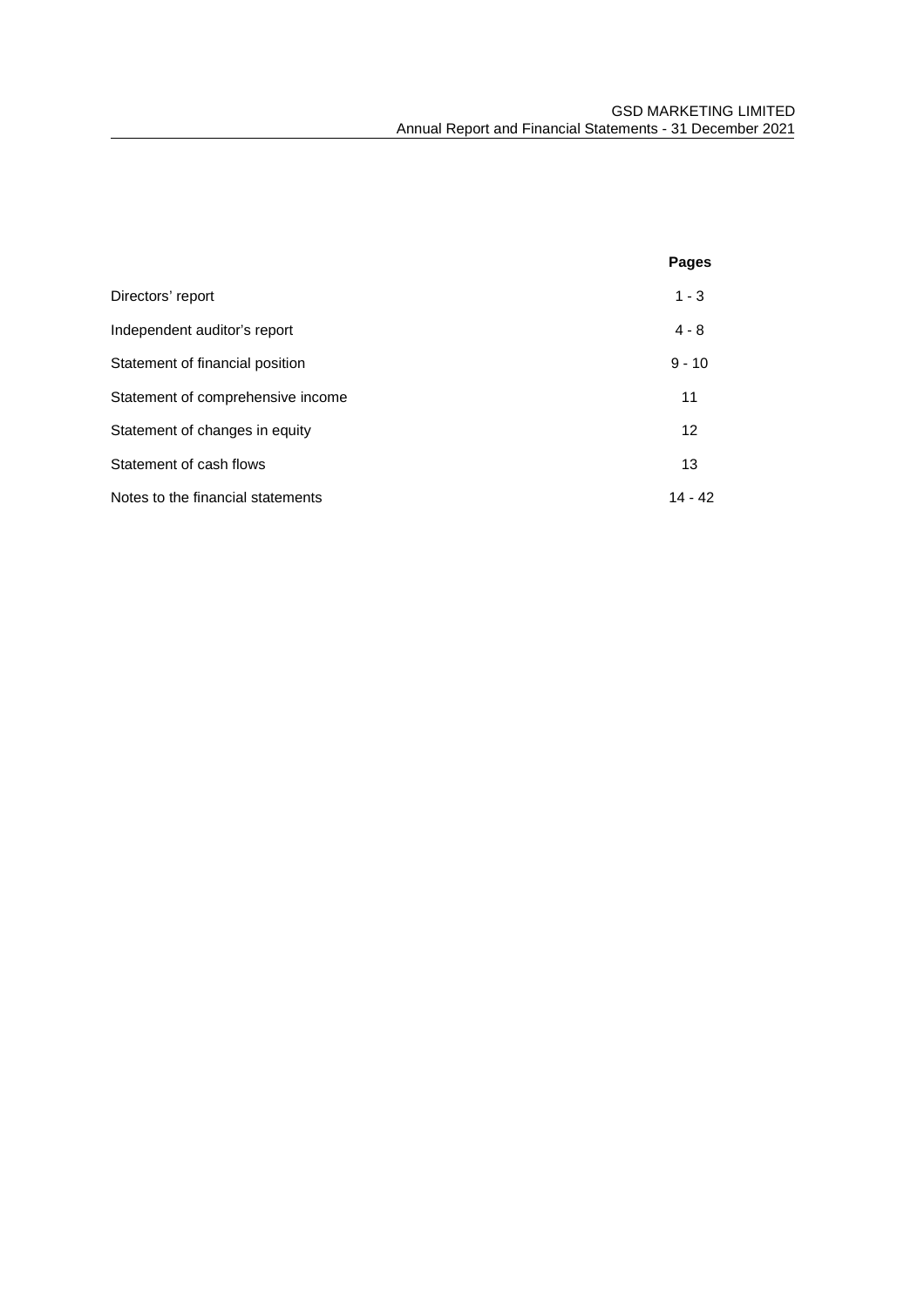| | Pages |
|---|---|
| Directors' report | 1 - 3 |
| Independent auditor's report | 4 - 8 |
| Statement of financial position | 9 - 10 |
| Statement of comprehensive income | 11 |
| Statement of changes in equity | 12 |
| Statement of cash flows | 13 |
| Notes to the financial statements | 14 - 42 |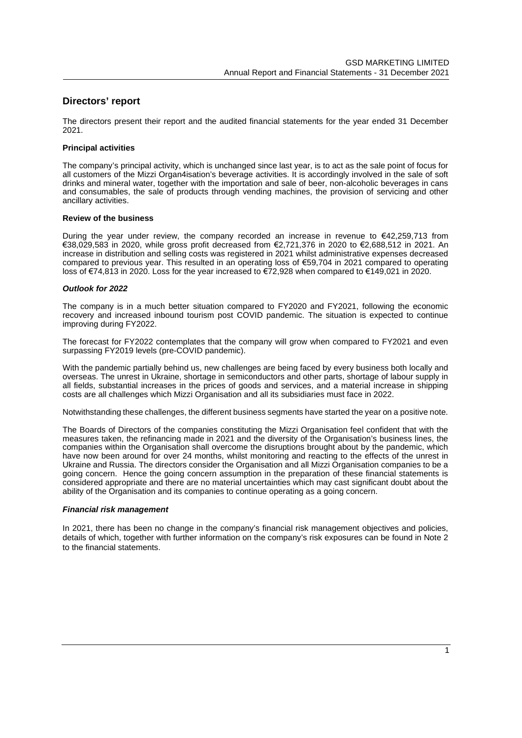## Directors' report

The directors present their report and the audited financial statements for the year ended 31 December 2021.

### Principal activities

The company's principal activity, which is unchanged since last year, is to act as the sale point of focus for all customers of the Mizzi Organ4isation's beverage activities. It is accordingly involved in the sale of soft drinks and mineral water, together with the importation and sale of beer, non-alcoholic beverages in cans and consumables, the sale of products through vending machines, the provision of servicing and other ancillary activities.

### Review of the business

During the year under review, the company recorded an increase in revenue to €42,259,713 from €38,029,583 in 2020, while gross profit decreased from €2,721,376 in 2020 to €2,688,512 in 2021. An increase in distribution and selling costs was registered in 2021 whilst administrative expenses decreased compared to previous year. This resulted in an operating loss of €59,704 in 2021 compared to operating loss of €74,813 in 2020. Loss for the year increased to €72,928 when compared to €149,021 in 2020.

#### *Outlook for 2022*

The company is in a much better situation compared to FY2020 and FY2021, following the economic recovery and increased inbound tourism post COVID pandemic. The situation is expected to continue improving during FY2022.

The forecast for FY2022 contemplates that the company will grow when compared to FY2021 and even surpassing FY2019 levels (pre-COVID pandemic).

With the pandemic partially behind us, new challenges are being faced by every business both locally and overseas. The unrest in Ukraine, shortage in semiconductors and other parts, shortage of labour supply in all fields, substantial increases in the prices of goods and services, and a material increase in shipping costs are all challenges which Mizzi Organisation and all its subsidiaries must face in 2022.

Notwithstanding these challenges, the different business segments have started the year on a positive note.

The Boards of Directors of the companies constituting the Mizzi Organisation feel confident that with the measures taken, the refinancing made in 2021 and the diversity of the Organisation's business lines, the companies within the Organisation shall overcome the disruptions brought about by the pandemic, which have now been around for over 24 months, whilst monitoring and reacting to the effects of the unrest in Ukraine and Russia. The directors consider the Organisation and all Mizzi Organisation companies to be a going concern. Hence the going concern assumption in the preparation of these financial statements is considered appropriate and there are no material uncertainties which may cast significant doubt about the ability of the Organisation and its companies to continue operating as a going concern.

#### *Financial risk management*

In 2021, there has been no change in the company's financial risk management objectives and policies, details of which, together with further information on the company's risk exposures can be found in Note 2 to the financial statements.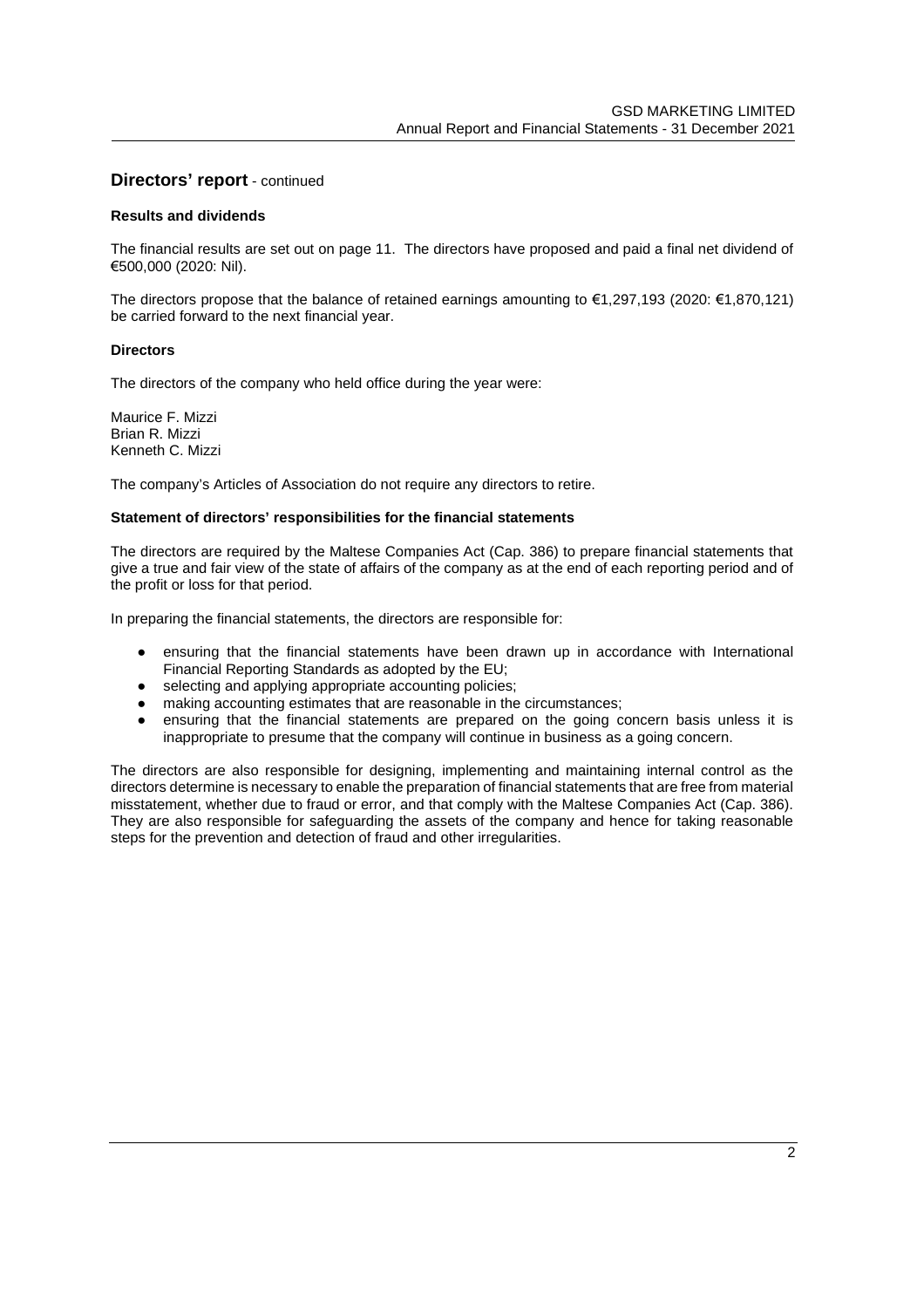## Directors' report - continued

### Results and dividends

The financial results are set out on page 11. The directors have proposed and paid a final net dividend of €500,000 (2020: Nil).

The directors propose that the balance of retained earnings amounting to €1,297,193 (2020: €1,870,121) be carried forward to the next financial year.

### Directors

The directors of the company who held office during the year were:

Maurice F. Mizzi
Brian R. Mizzi
Kenneth C. Mizzi

The company's Articles of Association do not require any directors to retire.

### Statement of directors' responsibilities for the financial statements

The directors are required by the Maltese Companies Act (Cap. 386) to prepare financial statements that give a true and fair view of the state of affairs of the company as at the end of each reporting period and of the profit or loss for that period.

In preparing the financial statements, the directors are responsible for:

- ensuring that the financial statements have been drawn up in accordance with International Financial Reporting Standards as adopted by the EU;
- selecting and applying appropriate accounting policies;
- making accounting estimates that are reasonable in the circumstances;
- ensuring that the financial statements are prepared on the going concern basis unless it is inappropriate to presume that the company will continue in business as a going concern.

The directors are also responsible for designing, implementing and maintaining internal control as the directors determine is necessary to enable the preparation of financial statements that are free from material misstatement, whether due to fraud or error, and that comply with the Maltese Companies Act (Cap. 386). They are also responsible for safeguarding the assets of the company and hence for taking reasonable steps for the prevention and detection of fraud and other irregularities.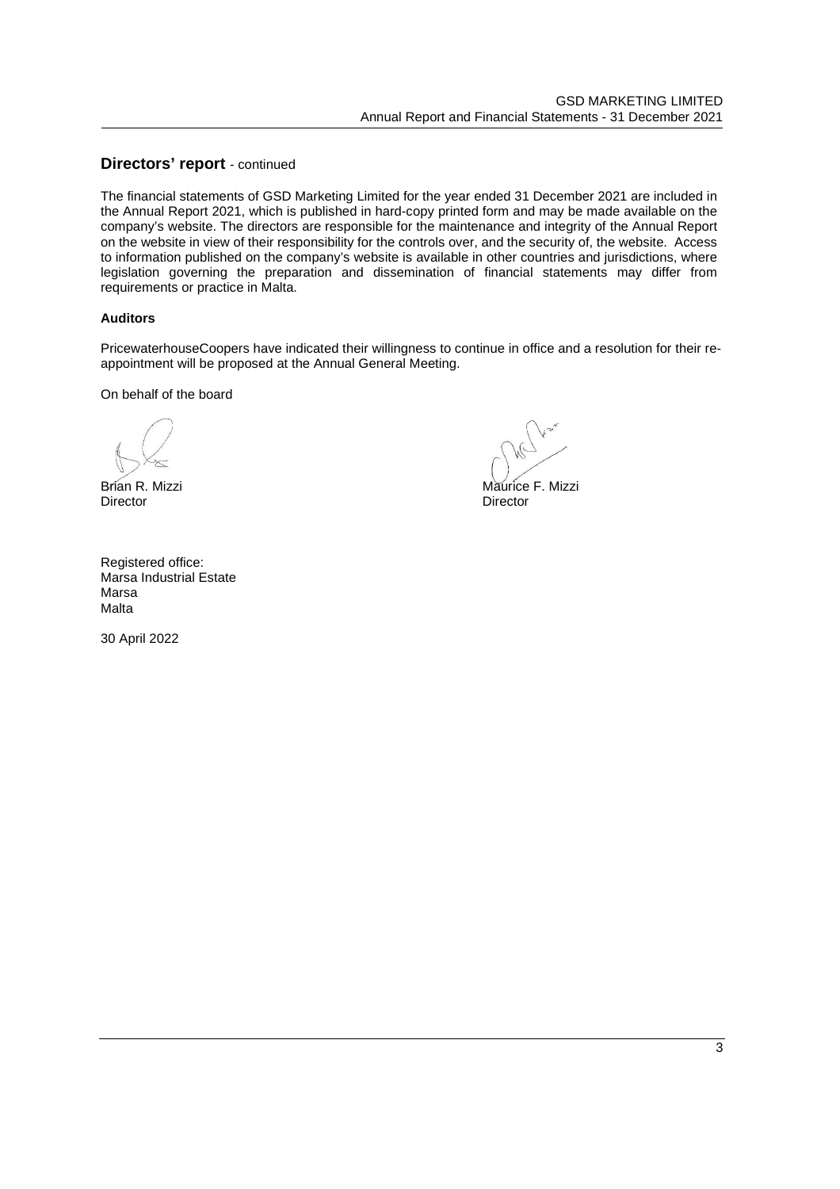## Directors' report - continued

The financial statements of GSD Marketing Limited for the year ended 31 December 2021 are included in the Annual Report 2021, which is published in hard-copy printed form and may be made available on the company's website. The directors are responsible for the maintenance and integrity of the Annual Report on the website in view of their responsibility for the controls over, and the security of, the website. Access to information published on the company's website is available in other countries and jurisdictions, where legislation governing the preparation and dissemination of financial statements may differ from requirements or practice in Malta.

**Auditors**

PricewaterhouseCoopers have indicated their willingness to continue in office and a resolution for their re-appointment will be proposed at the Annual General Meeting.

On behalf of the board

Brian R. Mizzi
Director

Maurice F. Mizzi
Director

Registered office:
Marsa Industrial Estate
Marsa
Malta

30 April 2022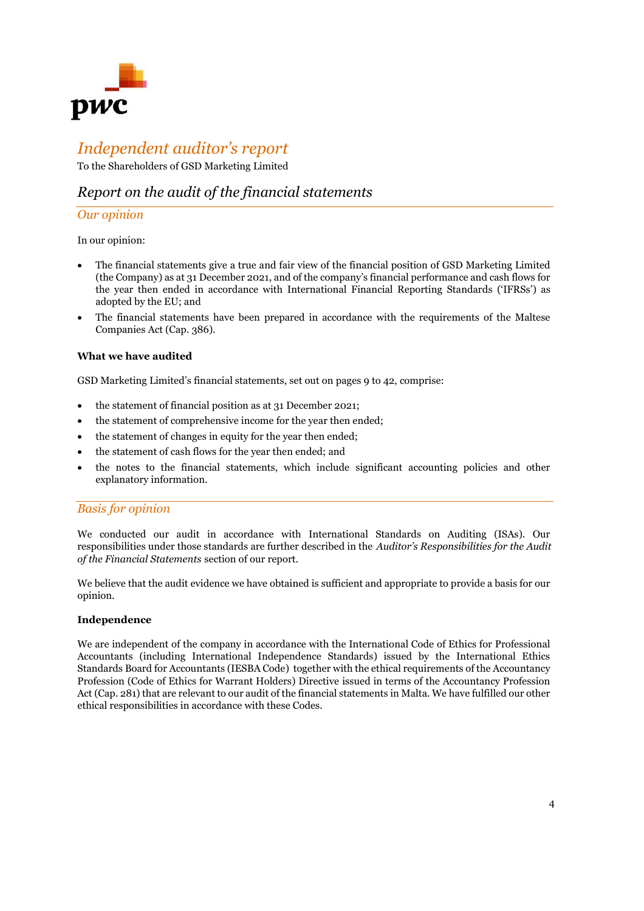# *Independent auditor's report*

To the Shareholders of GSD Marketing Limited

## *Report on the audit of the financial statements*

### *Our opinion*

In our opinion:

- The financial statements give a true and fair view of the financial position of GSD Marketing Limited (the Company) as at 31 December 2021, and of the company's financial performance and cash flows for the year then ended in accordance with International Financial Reporting Standards ('IFRSs') as adopted by the EU; and
- The financial statements have been prepared in accordance with the requirements of the Maltese Companies Act (Cap. 386).

**What we have audited**

GSD Marketing Limited's financial statements, set out on pages 9 to 42, comprise:

- the statement of financial position as at 31 December 2021;
- the statement of comprehensive income for the year then ended;
- the statement of changes in equity for the year then ended;
- the statement of cash flows for the year then ended; and
- the notes to the financial statements, which include significant accounting policies and other explanatory information.

### *Basis for opinion*

We conducted our audit in accordance with International Standards on Auditing (ISAs). Our responsibilities under those standards are further described in the *Auditor's Responsibilities for the Audit of the Financial Statements* section of our report.

We believe that the audit evidence we have obtained is sufficient and appropriate to provide a basis for our opinion.

**Independence**

We are independent of the company in accordance with the International Code of Ethics for Professional Accountants (including International Independence Standards) issued by the International Ethics Standards Board for Accountants (IESBA Code) together with the ethical requirements of the Accountancy Profession (Code of Ethics for Warrant Holders) Directive issued in terms of the Accountancy Profession Act (Cap. 281) that are relevant to our audit of the financial statements in Malta. We have fulfilled our other ethical responsibilities in accordance with these Codes.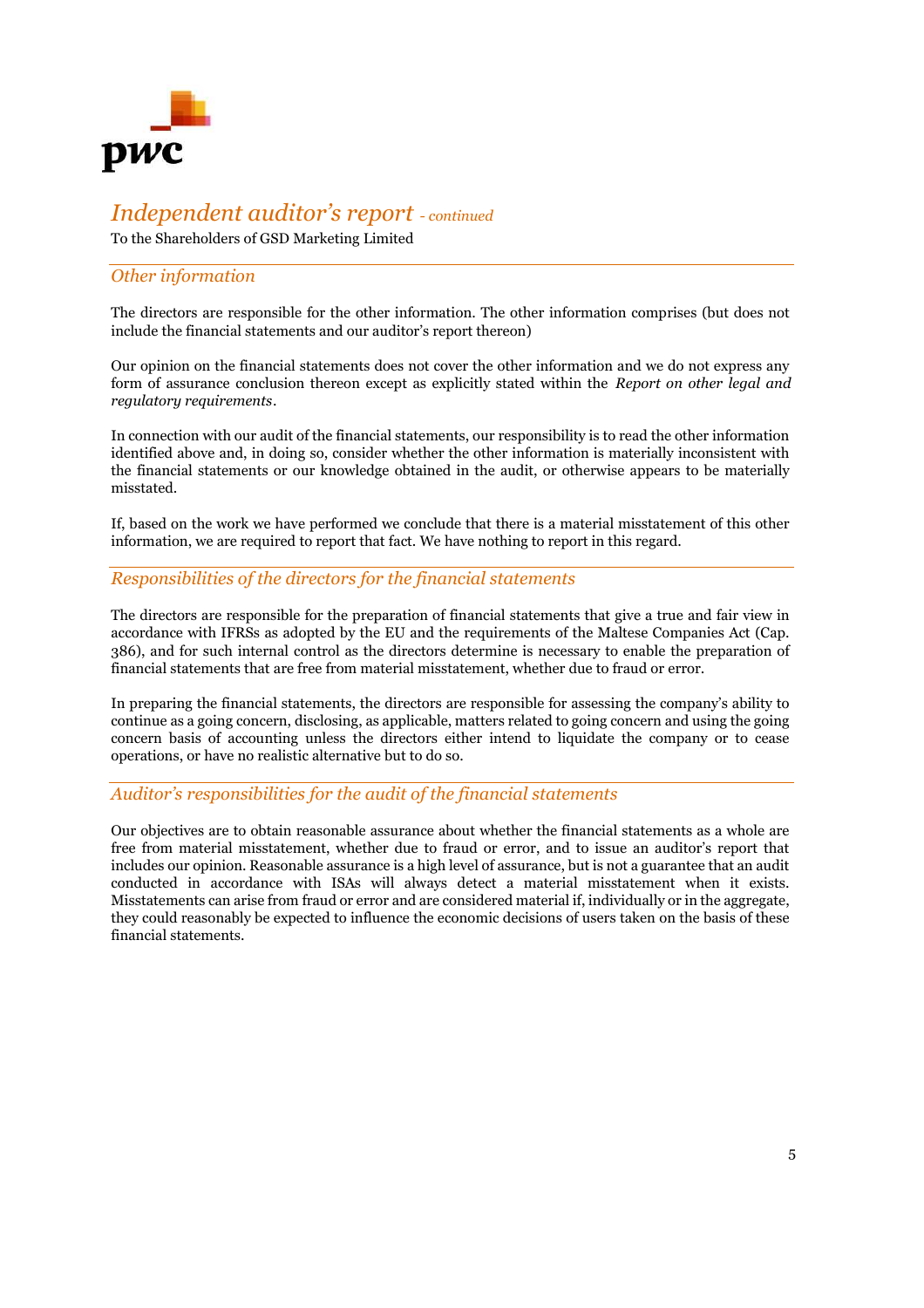# *Independent auditor's report* - *continued*

To the Shareholders of GSD Marketing Limited

## *Other information*

The directors are responsible for the other information. The other information comprises (but does not include the financial statements and our auditor's report thereon)

Our opinion on the financial statements does not cover the other information and we do not express any form of assurance conclusion thereon except as explicitly stated within the *Report on other legal and regulatory requirements*.

In connection with our audit of the financial statements, our responsibility is to read the other information identified above and, in doing so, consider whether the other information is materially inconsistent with the financial statements or our knowledge obtained in the audit, or otherwise appears to be materially misstated.

If, based on the work we have performed we conclude that there is a material misstatement of this other information, we are required to report that fact. We have nothing to report in this regard.

## *Responsibilities of the directors for the financial statements*

The directors are responsible for the preparation of financial statements that give a true and fair view in accordance with IFRSs as adopted by the EU and the requirements of the Maltese Companies Act (Cap. 386), and for such internal control as the directors determine is necessary to enable the preparation of financial statements that are free from material misstatement, whether due to fraud or error.

In preparing the financial statements, the directors are responsible for assessing the company's ability to continue as a going concern, disclosing, as applicable, matters related to going concern and using the going concern basis of accounting unless the directors either intend to liquidate the company or to cease operations, or have no realistic alternative but to do so.

## *Auditor's responsibilities for the audit of the financial statements*

Our objectives are to obtain reasonable assurance about whether the financial statements as a whole are free from material misstatement, whether due to fraud or error, and to issue an auditor's report that includes our opinion. Reasonable assurance is a high level of assurance, but is not a guarantee that an audit conducted in accordance with ISAs will always detect a material misstatement when it exists. Misstatements can arise from fraud or error and are considered material if, individually or in the aggregate, they could reasonably be expected to influence the economic decisions of users taken on the basis of these financial statements.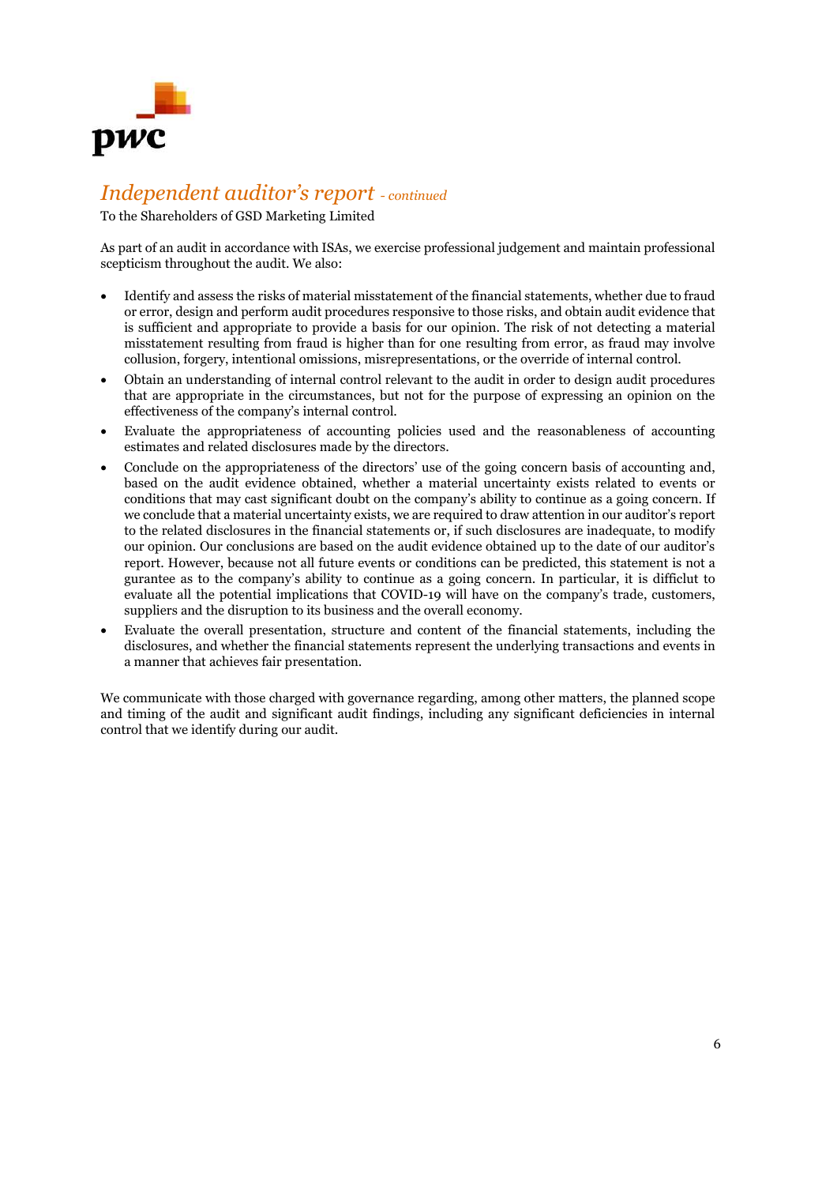# *Independent auditor's report* - *continued*

To the Shareholders of GSD Marketing Limited

As part of an audit in accordance with ISAs, we exercise professional judgement and maintain professional scepticism throughout the audit. We also:

- Identify and assess the risks of material misstatement of the financial statements, whether due to fraud or error, design and perform audit procedures responsive to those risks, and obtain audit evidence that is sufficient and appropriate to provide a basis for our opinion. The risk of not detecting a material misstatement resulting from fraud is higher than for one resulting from error, as fraud may involve collusion, forgery, intentional omissions, misrepresentations, or the override of internal control.
- Obtain an understanding of internal control relevant to the audit in order to design audit procedures that are appropriate in the circumstances, but not for the purpose of expressing an opinion on the effectiveness of the company's internal control.
- Evaluate the appropriateness of accounting policies used and the reasonableness of accounting estimates and related disclosures made by the directors.
- Conclude on the appropriateness of the directors' use of the going concern basis of accounting and, based on the audit evidence obtained, whether a material uncertainty exists related to events or conditions that may cast significant doubt on the company's ability to continue as a going concern. If we conclude that a material uncertainty exists, we are required to draw attention in our auditor's report to the related disclosures in the financial statements or, if such disclosures are inadequate, to modify our opinion. Our conclusions are based on the audit evidence obtained up to the date of our auditor's report. However, because not all future events or conditions can be predicted, this statement is not a gurantee as to the company's ability to continue as a going concern. In particular, it is difficult to evaluate all the potential implications that COVID-19 will have on the company's trade, customers, suppliers and the disruption to its business and the overall economy.
- Evaluate the overall presentation, structure and content of the financial statements, including the disclosures, and whether the financial statements represent the underlying transactions and events in a manner that achieves fair presentation.

We communicate with those charged with governance regarding, among other matters, the planned scope and timing of the audit and significant audit findings, including any significant deficiencies in internal control that we identify during our audit.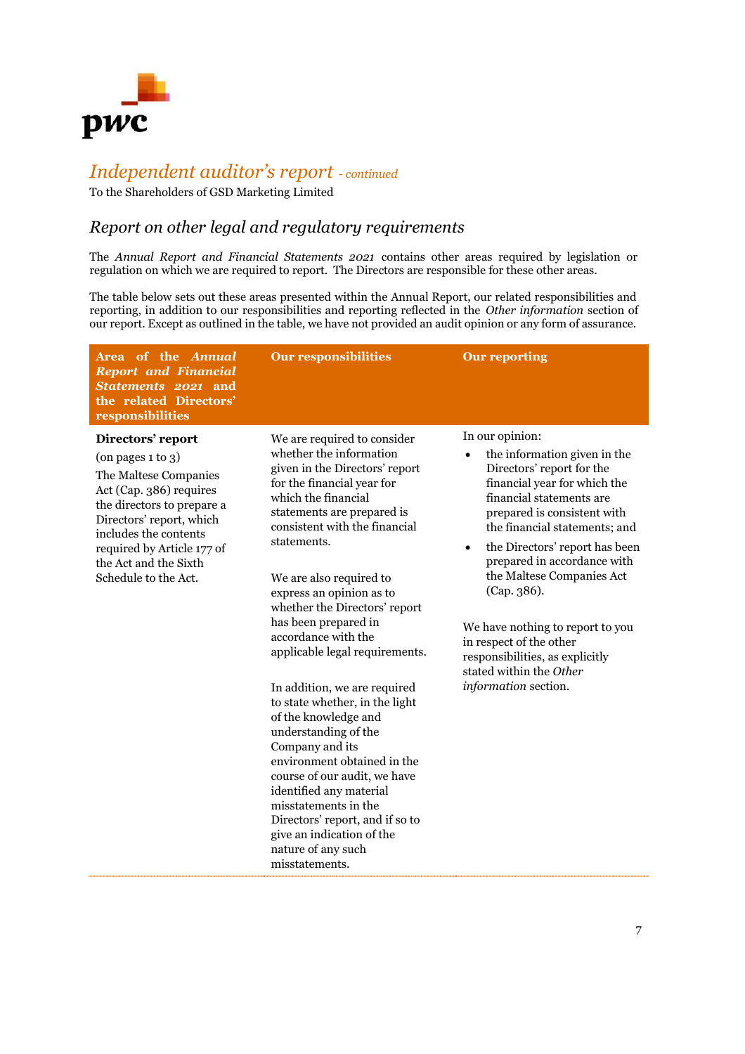# *Independent auditor's report* *- continued*

To the Shareholders of GSD Marketing Limited

## *Report on other legal and regulatory requirements*

The *Annual Report and Financial Statements 2021* contains other areas required by legislation or regulation on which we are required to report. The Directors are responsible for these other areas.

The table below sets out these areas presented within the Annual Report, our related responsibilities and reporting, in addition to our responsibilities and reporting reflected in the *Other information* section of our report. Except as outlined in the table, we have not provided an audit opinion or any form of assurance.

| **Area of the *Annual Report and Financial Statements 2021* and the related Directors' responsibilities** | **Our responsibilities** | **Our reporting** |
|---|---|---|
| **Directors' report**<br><br>(on pages 1 to 3)<br><br>The Maltese Companies Act (Cap. 386) requires the directors to prepare a Directors' report, which includes the contents required by Article 177 of the Act and the Sixth Schedule to the Act. | We are required to consider whether the information given in the Directors' report for the financial year for which the financial statements are prepared is consistent with the financial statements.<br><br>We are also required to express an opinion as to whether the Directors' report has been prepared in accordance with the applicable legal requirements.<br><br>In addition, we are required to state whether, in the light of the knowledge and understanding of the Company and its environment obtained in the course of our audit, we have identified any material misstatements in the Directors' report, and if so to give an indication of the nature of any such misstatements. | In our opinion:<br><br>• the information given in the Directors' report for the financial year for which the financial statements are prepared is consistent with the financial statements; and<br><br>• the Directors' report has been prepared in accordance with the Maltese Companies Act (Cap. 386).<br><br>We have nothing to report to you in respect of the other responsibilities, as explicitly stated within the *Other information* section. |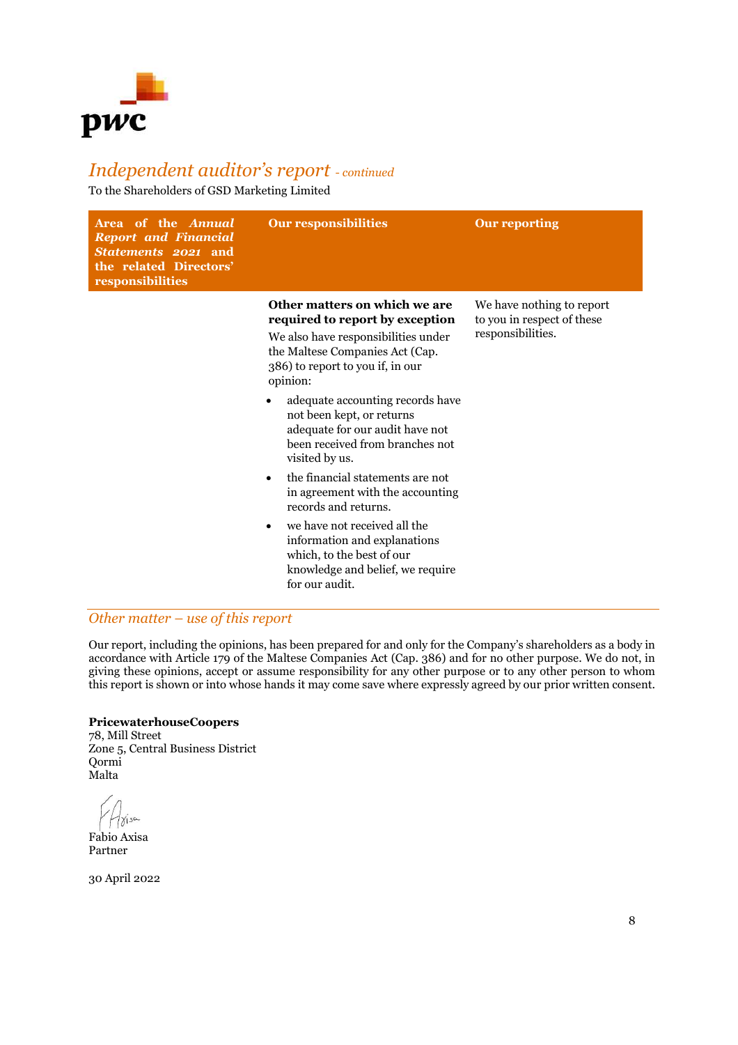# *Independent auditor's report - continued*

To the Shareholders of GSD Marketing Limited

| Area of the *Annual Report and Financial Statements 2021* and the related Directors' responsibilities | Our responsibilities | Our reporting |
|---|---|---|
| | **Other matters on which we are required to report by exception**<br>We also have responsibilities under the Maltese Companies Act (Cap. 386) to report to you if, in our opinion:<br>• adequate accounting records have not been kept, or returns adequate for our audit have not been received from branches not visited by us.<br>• the financial statements are not in agreement with the accounting records and returns.<br>• we have not received all the information and explanations which, to the best of our knowledge and belief, we require for our audit. | We have nothing to report to you in respect of these responsibilities. |

## *Other matter – use of this report*

Our report, including the opinions, has been prepared for and only for the Company's shareholders as a body in accordance with Article 179 of the Maltese Companies Act (Cap. 386) and for no other purpose. We do not, in giving these opinions, accept or assume responsibility for any other purpose or to any other person to whom this report is shown or into whose hands it may come save where expressly agreed by our prior written consent.

**PricewaterhouseCoopers**
78, Mill Street
Zone 5, Central Business District
Qormi
Malta

Fabio Axisa
Partner

30 April 2022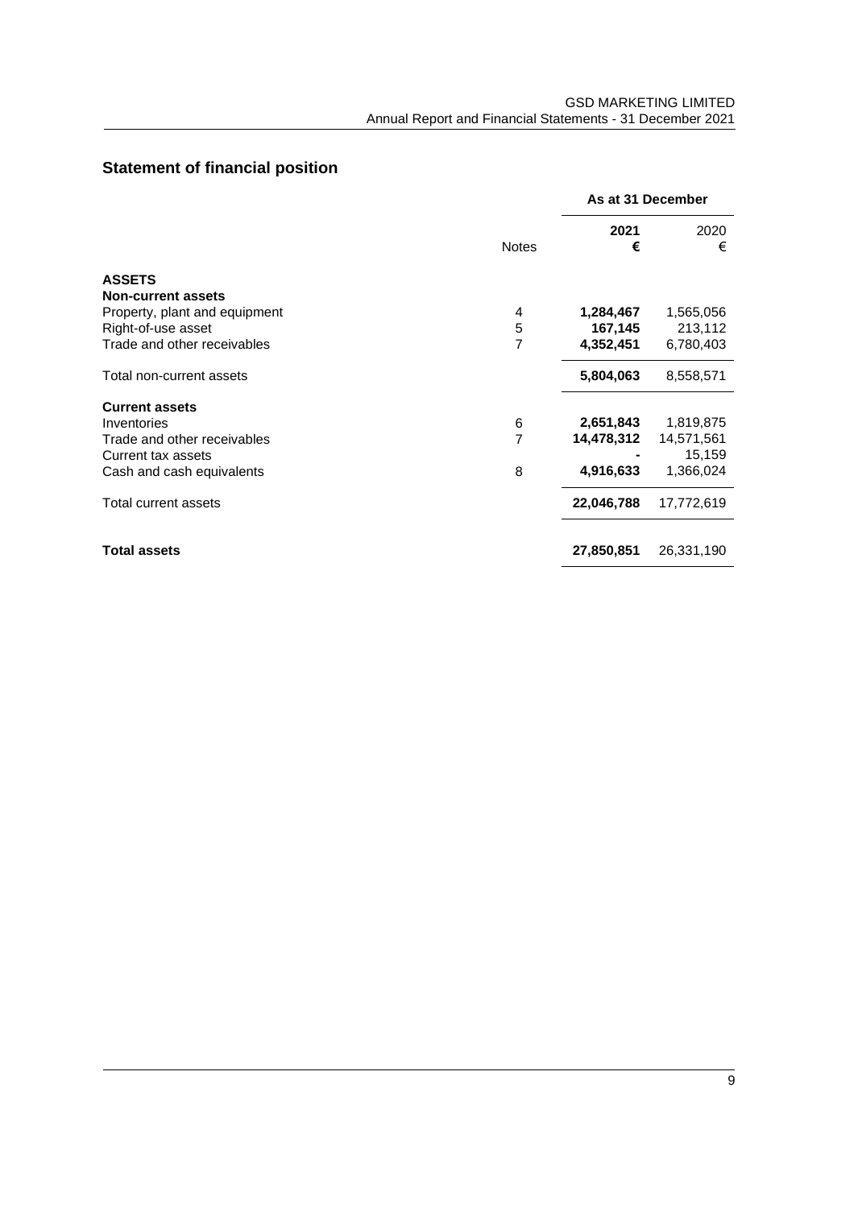## Statement of financial position

| | Notes | As at 31 December 2021 € | As at 31 December 2020 € |
|---|---|---|---|
| **ASSETS** | | | |
| **Non-current assets** | | | |
| Property, plant and equipment | 4 | **1,284,467** | 1,565,056 |
| Right-of-use asset | 5 | **167,145** | 213,112 |
| Trade and other receivables | 7 | **4,352,451** | 6,780,403 |
| Total non-current assets | | **5,804,063** | 8,558,571 |
| **Current assets** | | | |
| Inventories | 6 | **2,651,843** | 1,819,875 |
| Trade and other receivables | 7 | **14,478,312** | 14,571,561 |
| Current tax assets | | **-** | 15,159 |
| Cash and cash equivalents | 8 | **4,916,633** | 1,366,024 |
| Total current assets | | **22,046,788** | 17,772,619 |
| **Total assets** | | **27,850,851** | 26,331,190 |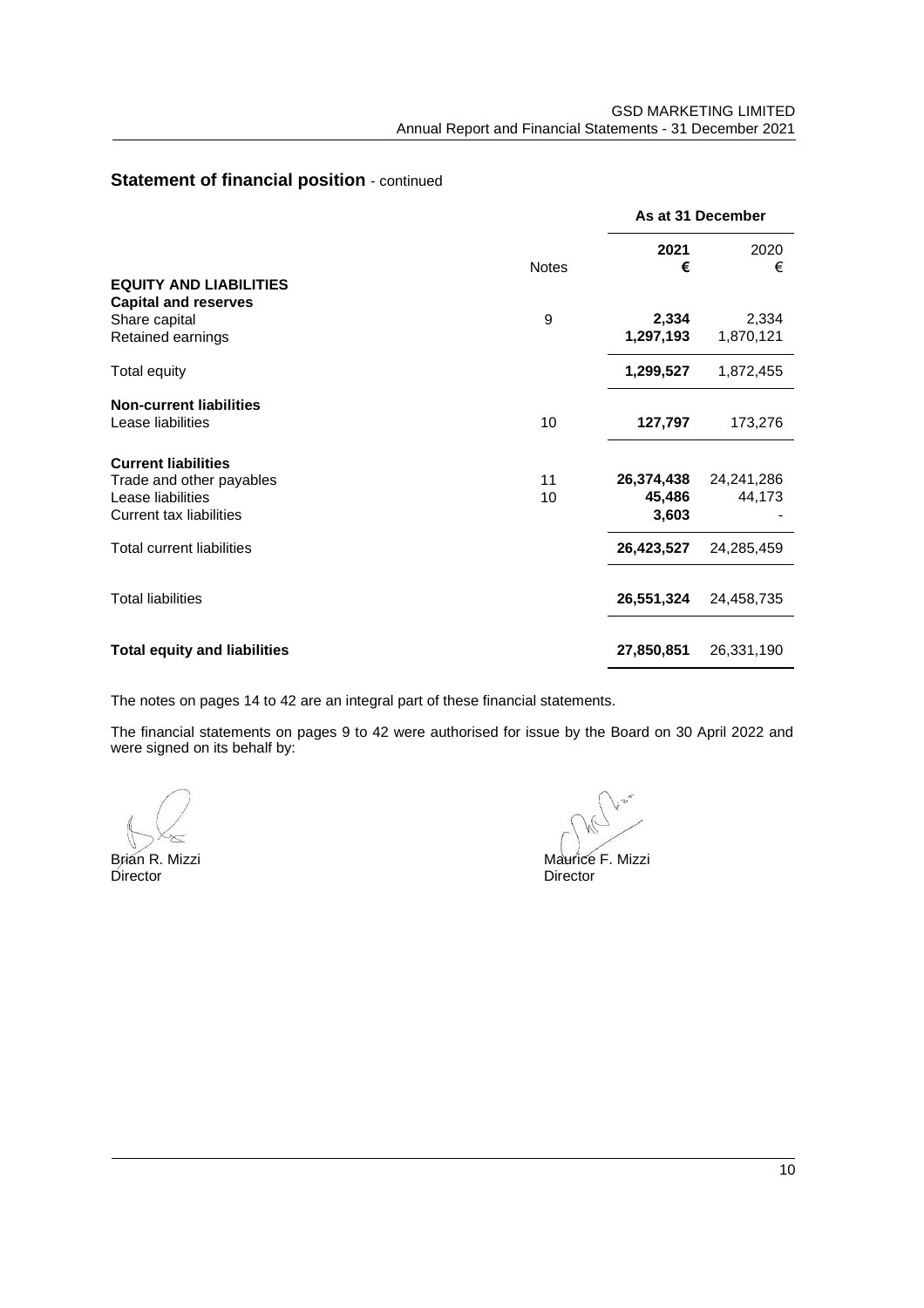## Statement of financial position - continued

| | Notes | As at 31 December | |
|---|---|---|---|
| | | **2021** | 2020 |
| | | **€** | € |
| **EQUITY AND LIABILITIES** | | | |
| **Capital and reserves** | | | |
| Share capital | 9 | **2,334** | 2,334 |
| Retained earnings | | **1,297,193** | 1,870,121 |
| Total equity | | **1,299,527** | 1,872,455 |
| **Non-current liabilities** | | | |
| Lease liabilities | 10 | **127,797** | 173,276 |
| **Current liabilities** | | | |
| Trade and other payables | 11 | **26,374,438** | 24,241,286 |
| Lease liabilities | 10 | **45,486** | 44,173 |
| Current tax liabilities | | **3,603** | - |
| Total current liabilities | | **26,423,527** | 24,285,459 |
| Total liabilities | | **26,551,324** | 24,458,735 |
| **Total equity and liabilities** | | **27,850,851** | 26,331,190 |

The notes on pages 14 to 42 are an integral part of these financial statements.

The financial statements on pages 9 to 42 were authorised for issue by the Board on 30 April 2022 and were signed on its behalf by:

Brian R. Mizzi
Director

Maurice F. Mizzi
Director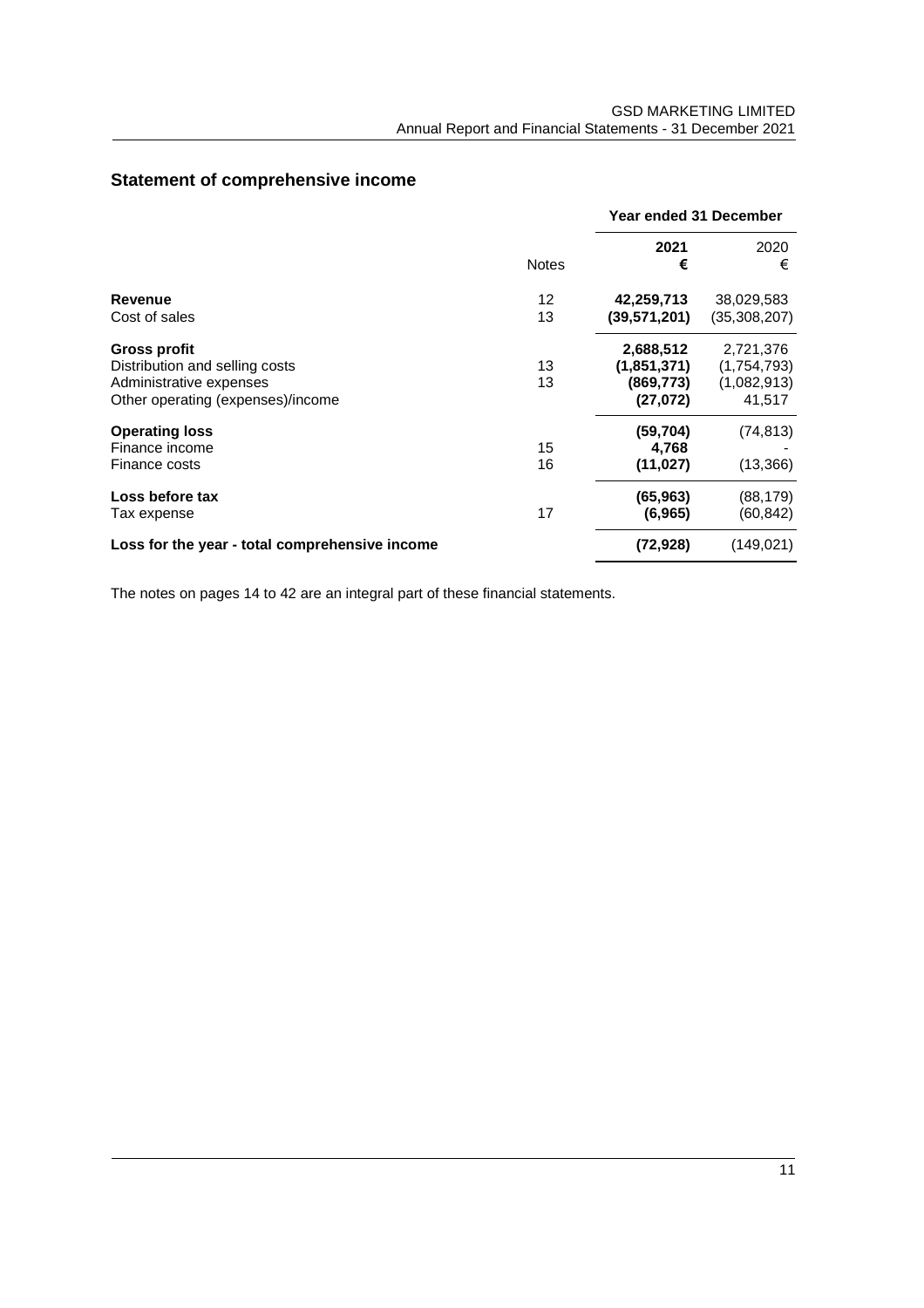## Statement of comprehensive income

| | Notes | Year ended 31 December 2021 € | 2020 € |
|---|---|---|---|
| **Revenue** | 12 | **42,259,713** | 38,029,583 |
| Cost of sales | 13 | **(39,571,201)** | (35,308,207) |
| **Gross profit** | | **2,688,512** | 2,721,376 |
| Distribution and selling costs | 13 | **(1,851,371)** | (1,754,793) |
| Administrative expenses | 13 | **(869,773)** | (1,082,913) |
| Other operating (expenses)/income | | **(27,072)** | 41,517 |
| **Operating loss** | | **(59,704)** | (74,813) |
| Finance income | 15 | **4,768** | - |
| Finance costs | 16 | **(11,027)** | (13,366) |
| **Loss before tax** | | **(65,963)** | (88,179) |
| Tax expense | 17 | **(6,965)** | (60,842) |
| **Loss for the year - total comprehensive income** | | **(72,928)** | (149,021) |

The notes on pages 14 to 42 are an integral part of these financial statements.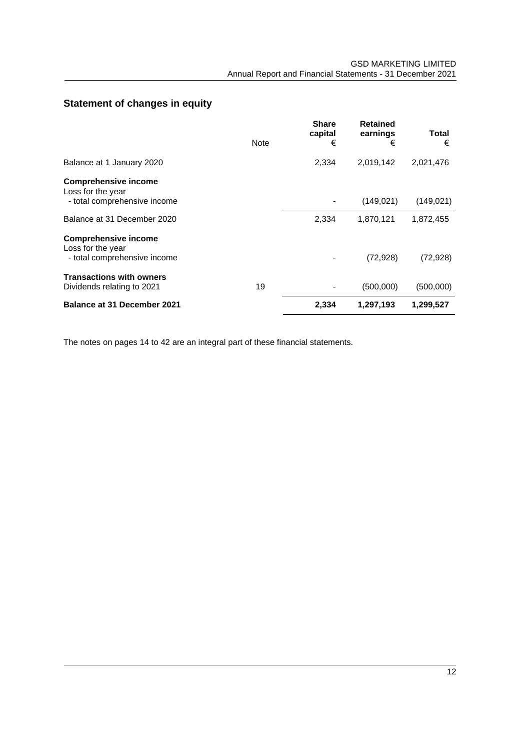## Statement of changes in equity

| | Note | Share capital € | Retained earnings € | Total € |
|---|---|---|---|---|
| Balance at 1 January 2020 | | 2,334 | 2,019,142 | 2,021,476 |
| **Comprehensive income** | | | | |
| Loss for the year | | | | |
| - total comprehensive income | | - | (149,021) | (149,021) |
| Balance at 31 December 2020 | | 2,334 | 1,870,121 | 1,872,455 |
| **Comprehensive income** | | | | |
| Loss for the year | | | | |
| - total comprehensive income | | - | (72,928) | (72,928) |
| **Transactions with owners** | | | | |
| Dividends relating to 2021 | 19 | - | (500,000) | (500,000) |
| **Balance at 31 December 2021** | | **2,334** | **1,297,193** | **1,299,527** |

The notes on pages 14 to 42 are an integral part of these financial statements.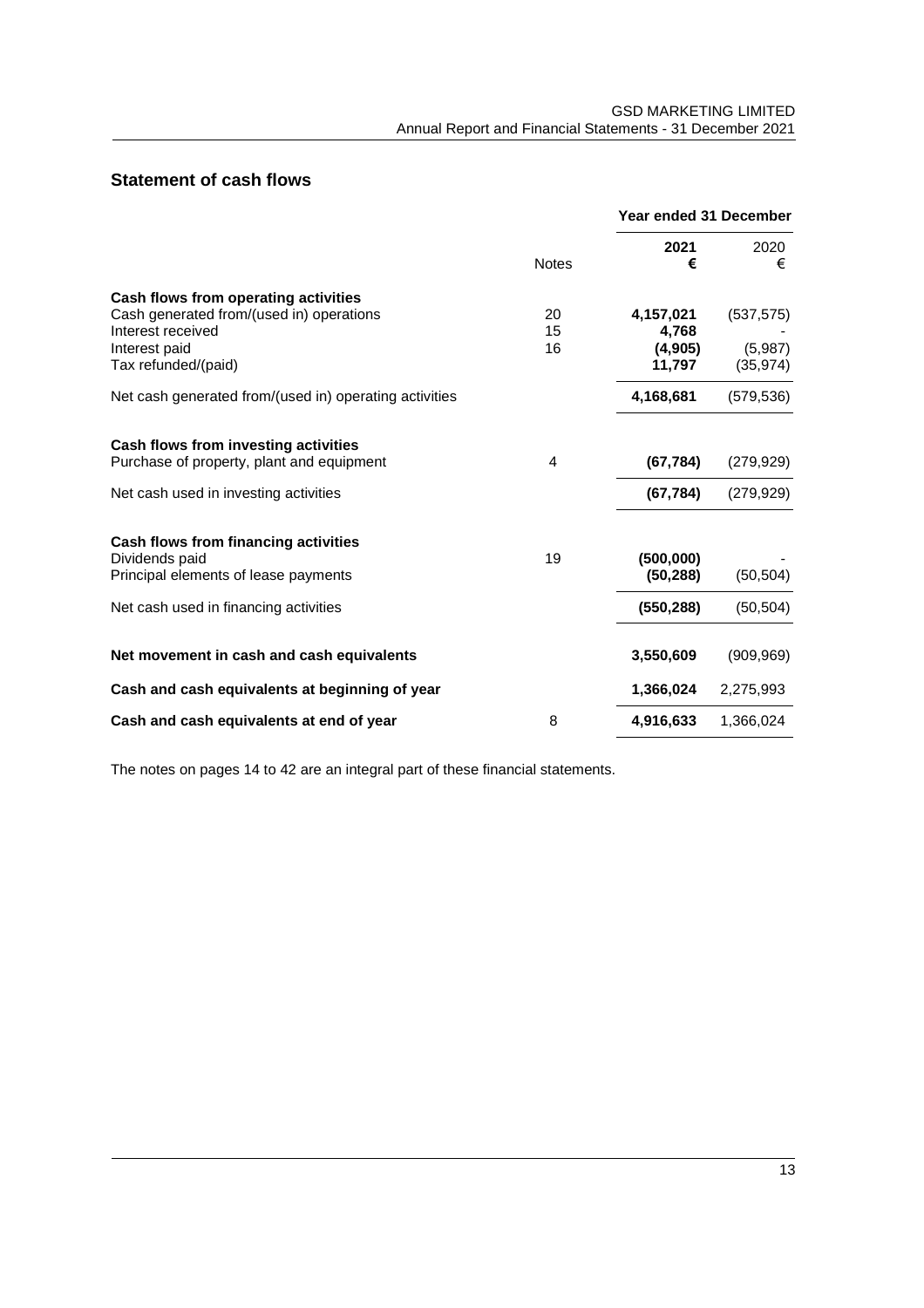## Statement of cash flows

| | Notes | Year ended 31 December 2021 € | 2020 € |
|---|---|---|---|
| **Cash flows from operating activities** | | | |
| Cash generated from/(used in) operations | 20 | **4,157,021** | (537,575) |
| Interest received | 15 | **4,768** | - |
| Interest paid | 16 | **(4,905)** | (5,987) |
| Tax refunded/(paid) | | **11,797** | (35,974) |
| Net cash generated from/(used in) operating activities | | **4,168,681** | (579,536) |
| **Cash flows from investing activities** | | | |
| Purchase of property, plant and equipment | 4 | **(67,784)** | (279,929) |
| Net cash used in investing activities | | **(67,784)** | (279,929) |
| **Cash flows from financing activities** | | | |
| Dividends paid | 19 | **(500,000)** | - |
| Principal elements of lease payments | | **(50,288)** | (50,504) |
| Net cash used in financing activities | | **(550,288)** | (50,504) |
| **Net movement in cash and cash equivalents** | | **3,550,609** | (909,969) |
| **Cash and cash equivalents at beginning of year** | | **1,366,024** | 2,275,993 |
| **Cash and cash equivalents at end of year** | 8 | **4,916,633** | 1,366,024 |

The notes on pages 14 to 42 are an integral part of these financial statements.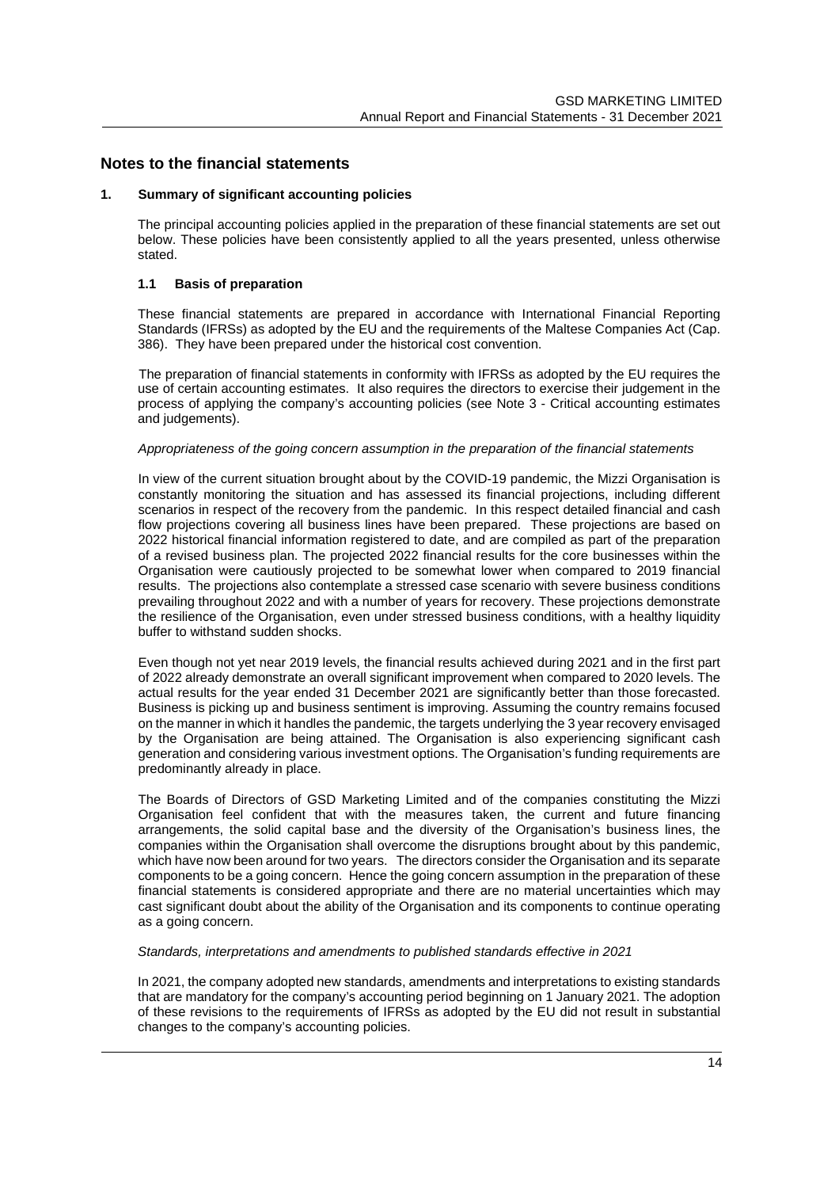## Notes to the financial statements

### 1. Summary of significant accounting policies

The principal accounting policies applied in the preparation of these financial statements are set out below. These policies have been consistently applied to all the years presented, unless otherwise stated.

#### 1.1 Basis of preparation

These financial statements are prepared in accordance with International Financial Reporting Standards (IFRSs) as adopted by the EU and the requirements of the Maltese Companies Act (Cap. 386). They have been prepared under the historical cost convention.

The preparation of financial statements in conformity with IFRSs as adopted by the EU requires the use of certain accounting estimates. It also requires the directors to exercise their judgement in the process of applying the company's accounting policies (see Note 3 - Critical accounting estimates and judgements).

*Appropriateness of the going concern assumption in the preparation of the financial statements*

In view of the current situation brought about by the COVID-19 pandemic, the Mizzi Organisation is constantly monitoring the situation and has assessed its financial projections, including different scenarios in respect of the recovery from the pandemic. In this respect detailed financial and cash flow projections covering all business lines have been prepared. These projections are based on 2022 historical financial information registered to date, and are compiled as part of the preparation of a revised business plan. The projected 2022 financial results for the core businesses within the Organisation were cautiously projected to be somewhat lower when compared to 2019 financial results. The projections also contemplate a stressed case scenario with severe business conditions prevailing throughout 2022 and with a number of years for recovery. These projections demonstrate the resilience of the Organisation, even under stressed business conditions, with a healthy liquidity buffer to withstand sudden shocks.

Even though not yet near 2019 levels, the financial results achieved during 2021 and in the first part of 2022 already demonstrate an overall significant improvement when compared to 2020 levels. The actual results for the year ended 31 December 2021 are significantly better than those forecasted. Business is picking up and business sentiment is improving. Assuming the country remains focused on the manner in which it handles the pandemic, the targets underlying the 3 year recovery envisaged by the Organisation are being attained. The Organisation is also experiencing significant cash generation and considering various investment options. The Organisation's funding requirements are predominantly already in place.

The Boards of Directors of GSD Marketing Limited and of the companies constituting the Mizzi Organisation feel confident that with the measures taken, the current and future financing arrangements, the solid capital base and the diversity of the Organisation's business lines, the companies within the Organisation shall overcome the disruptions brought about by this pandemic, which have now been around for two years. The directors consider the Organisation and its separate components to be a going concern. Hence the going concern assumption in the preparation of these financial statements is considered appropriate and there are no material uncertainties which may cast significant doubt about the ability of the Organisation and its components to continue operating as a going concern.

*Standards, interpretations and amendments to published standards effective in 2021*

In 2021, the company adopted new standards, amendments and interpretations to existing standards that are mandatory for the company's accounting period beginning on 1 January 2021. The adoption of these revisions to the requirements of IFRSs as adopted by the EU did not result in substantial changes to the company's accounting policies.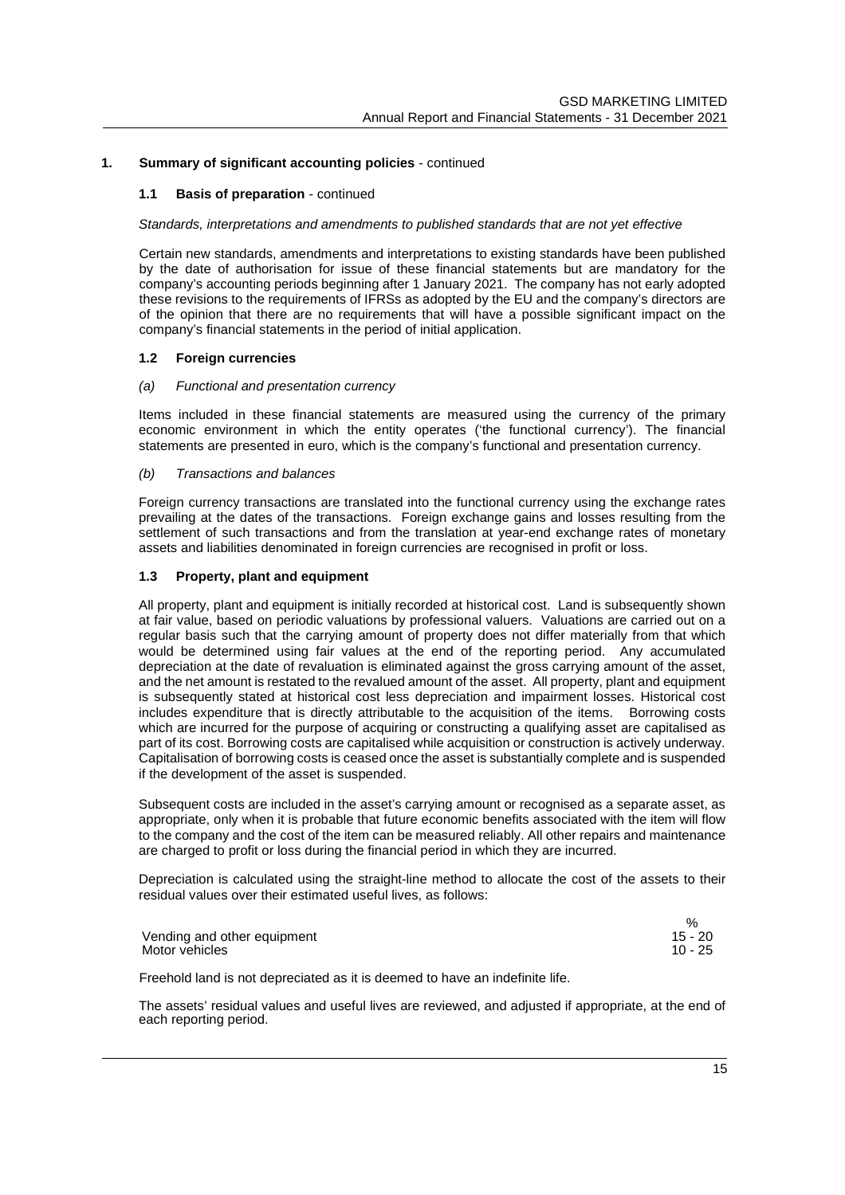## 1. Summary of significant accounting policies - continued

### 1.1 Basis of preparation - continued

*Standards, interpretations and amendments to published standards that are not yet effective*

Certain new standards, amendments and interpretations to existing standards have been published by the date of authorisation for issue of these financial statements but are mandatory for the company's accounting periods beginning after 1 January 2021. The company has not early adopted these revisions to the requirements of IFRSs as adopted by the EU and the company's directors are of the opinion that there are no requirements that will have a possible significant impact on the company's financial statements in the period of initial application.

### 1.2 Foreign currencies

*(a) Functional and presentation currency*

Items included in these financial statements are measured using the currency of the primary economic environment in which the entity operates ('the functional currency'). The financial statements are presented in euro, which is the company's functional and presentation currency.

*(b) Transactions and balances*

Foreign currency transactions are translated into the functional currency using the exchange rates prevailing at the dates of the transactions. Foreign exchange gains and losses resulting from the settlement of such transactions and from the translation at year-end exchange rates of monetary assets and liabilities denominated in foreign currencies are recognised in profit or loss.

### 1.3 Property, plant and equipment

All property, plant and equipment is initially recorded at historical cost. Land is subsequently shown at fair value, based on periodic valuations by professional valuers. Valuations are carried out on a regular basis such that the carrying amount of property does not differ materially from that which would be determined using fair values at the end of the reporting period. Any accumulated depreciation at the date of revaluation is eliminated against the gross carrying amount of the asset, and the net amount is restated to the revalued amount of the asset. All property, plant and equipment is subsequently stated at historical cost less depreciation and impairment losses. Historical cost includes expenditure that is directly attributable to the acquisition of the items. Borrowing costs which are incurred for the purpose of acquiring or constructing a qualifying asset are capitalised as part of its cost. Borrowing costs are capitalised while acquisition or construction is actively underway. Capitalisation of borrowing costs is ceased once the asset is substantially complete and is suspended if the development of the asset is suspended.

Subsequent costs are included in the asset's carrying amount or recognised as a separate asset, as appropriate, only when it is probable that future economic benefits associated with the item will flow to the company and the cost of the item can be measured reliably. All other repairs and maintenance are charged to profit or loss during the financial period in which they are incurred.

Depreciation is calculated using the straight-line method to allocate the cost of the assets to their residual values over their estimated useful lives, as follows:

| | % |
|---|---|
| Vending and other equipment | 15 - 20 |
| Motor vehicles | 10 - 25 |

Freehold land is not depreciated as it is deemed to have an indefinite life.

The assets' residual values and useful lives are reviewed, and adjusted if appropriate, at the end of each reporting period.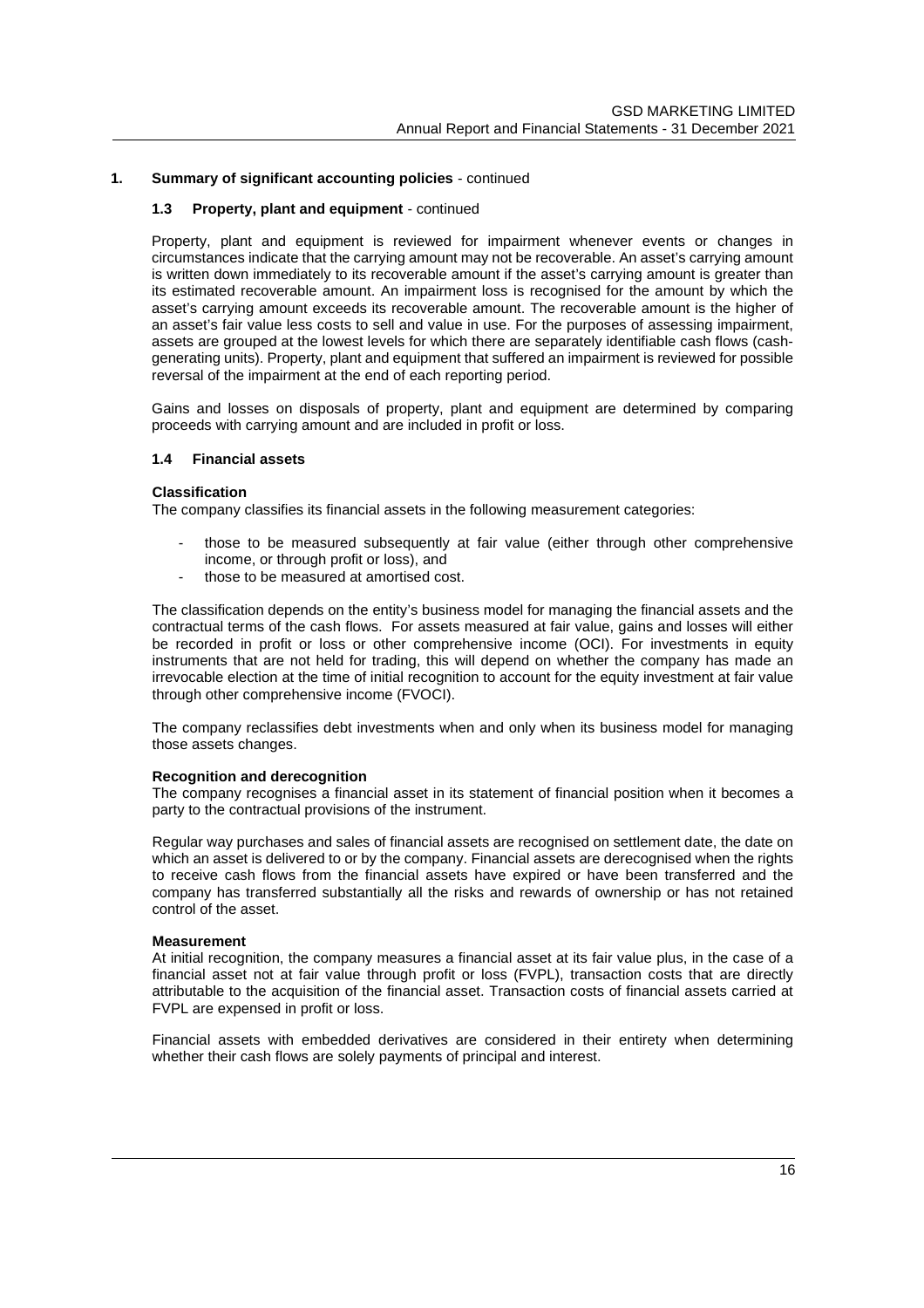## 1. Summary of significant accounting policies - continued

### 1.3 Property, plant and equipment - continued

Property, plant and equipment is reviewed for impairment whenever events or changes in circumstances indicate that the carrying amount may not be recoverable. An asset's carrying amount is written down immediately to its recoverable amount if the asset's carrying amount is greater than its estimated recoverable amount. An impairment loss is recognised for the amount by which the asset's carrying amount exceeds its recoverable amount. The recoverable amount is the higher of an asset's fair value less costs to sell and value in use. For the purposes of assessing impairment, assets are grouped at the lowest levels for which there are separately identifiable cash flows (cash-generating units). Property, plant and equipment that suffered an impairment is reviewed for possible reversal of the impairment at the end of each reporting period.

Gains and losses on disposals of property, plant and equipment are determined by comparing proceeds with carrying amount and are included in profit or loss.

### 1.4 Financial assets

**Classification**

The company classifies its financial assets in the following measurement categories:

- those to be measured subsequently at fair value (either through other comprehensive income, or through profit or loss), and
- those to be measured at amortised cost.

The classification depends on the entity's business model for managing the financial assets and the contractual terms of the cash flows. For assets measured at fair value, gains and losses will either be recorded in profit or loss or other comprehensive income (OCI). For investments in equity instruments that are not held for trading, this will depend on whether the company has made an irrevocable election at the time of initial recognition to account for the equity investment at fair value through other comprehensive income (FVOCI).

The company reclassifies debt investments when and only when its business model for managing those assets changes.

**Recognition and derecognition**

The company recognises a financial asset in its statement of financial position when it becomes a party to the contractual provisions of the instrument.

Regular way purchases and sales of financial assets are recognised on settlement date, the date on which an asset is delivered to or by the company. Financial assets are derecognised when the rights to receive cash flows from the financial assets have expired or have been transferred and the company has transferred substantially all the risks and rewards of ownership or has not retained control of the asset.

**Measurement**

At initial recognition, the company measures a financial asset at its fair value plus, in the case of a financial asset not at fair value through profit or loss (FVPL), transaction costs that are directly attributable to the acquisition of the financial asset. Transaction costs of financial assets carried at FVPL are expensed in profit or loss.

Financial assets with embedded derivatives are considered in their entirety when determining whether their cash flows are solely payments of principal and interest.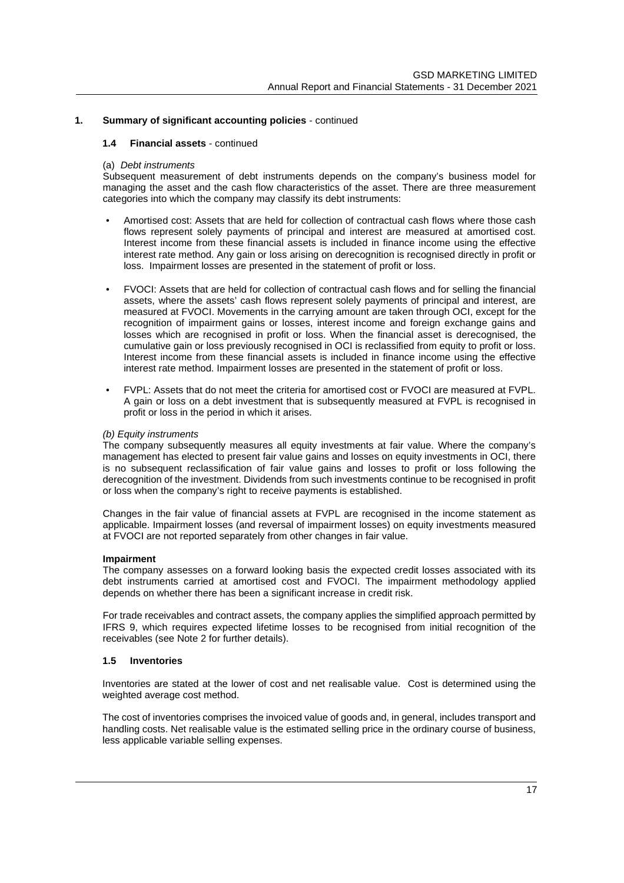## 1. Summary of significant accounting policies - continued

### 1.4 Financial assets - continued

(a) *Debt instruments*

Subsequent measurement of debt instruments depends on the company's business model for managing the asset and the cash flow characteristics of the asset. There are three measurement categories into which the company may classify its debt instruments:

- Amortised cost: Assets that are held for collection of contractual cash flows where those cash flows represent solely payments of principal and interest are measured at amortised cost. Interest income from these financial assets is included in finance income using the effective interest rate method. Any gain or loss arising on derecognition is recognised directly in profit or loss. Impairment losses are presented in the statement of profit or loss.

- FVOCI: Assets that are held for collection of contractual cash flows and for selling the financial assets, where the assets' cash flows represent solely payments of principal and interest, are measured at FVOCI. Movements in the carrying amount are taken through OCI, except for the recognition of impairment gains or losses, interest income and foreign exchange gains and losses which are recognised in profit or loss. When the financial asset is derecognised, the cumulative gain or loss previously recognised in OCI is reclassified from equity to profit or loss. Interest income from these financial assets is included in finance income using the effective interest rate method. Impairment losses are presented in the statement of profit or loss.

- FVPL: Assets that do not meet the criteria for amortised cost or FVOCI are measured at FVPL. A gain or loss on a debt investment that is subsequently measured at FVPL is recognised in profit or loss in the period in which it arises.

*(b) Equity instruments*

The company subsequently measures all equity investments at fair value. Where the company's management has elected to present fair value gains and losses on equity investments in OCI, there is no subsequent reclassification of fair value gains and losses to profit or loss following the derecognition of the investment. Dividends from such investments continue to be recognised in profit or loss when the company's right to receive payments is established.

Changes in the fair value of financial assets at FVPL are recognised in the income statement as applicable. Impairment losses (and reversal of impairment losses) on equity investments measured at FVOCI are not reported separately from other changes in fair value.

**Impairment**

The company assesses on a forward looking basis the expected credit losses associated with its debt instruments carried at amortised cost and FVOCI. The impairment methodology applied depends on whether there has been a significant increase in credit risk.

For trade receivables and contract assets, the company applies the simplified approach permitted by IFRS 9, which requires expected lifetime losses to be recognised from initial recognition of the receivables (see Note 2 for further details).

### 1.5 Inventories

Inventories are stated at the lower of cost and net realisable value. Cost is determined using the weighted average cost method.

The cost of inventories comprises the invoiced value of goods and, in general, includes transport and handling costs. Net realisable value is the estimated selling price in the ordinary course of business, less applicable variable selling expenses.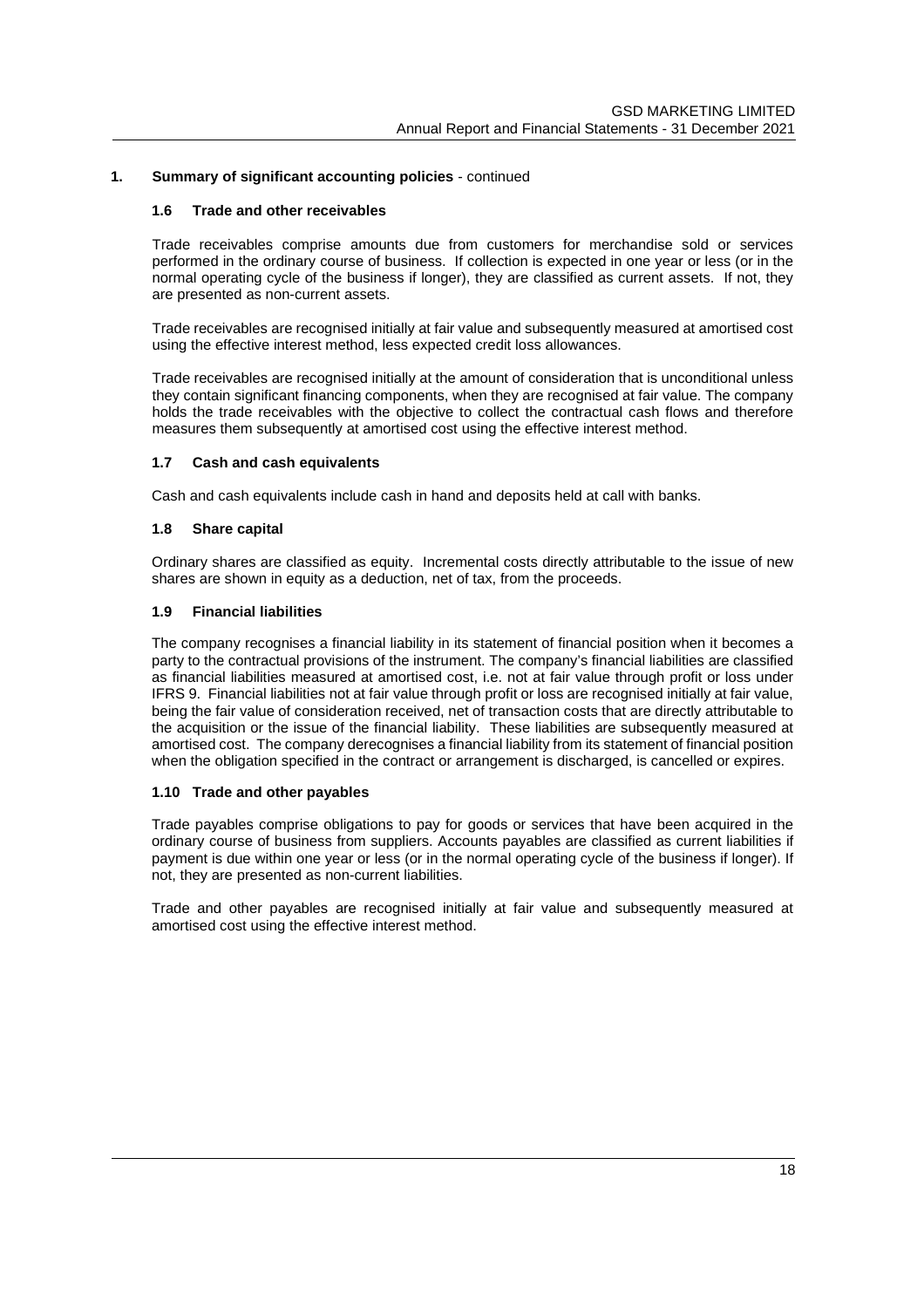## 1. Summary of significant accounting policies - continued

### 1.6 Trade and other receivables

Trade receivables comprise amounts due from customers for merchandise sold or services performed in the ordinary course of business. If collection is expected in one year or less (or in the normal operating cycle of the business if longer), they are classified as current assets. If not, they are presented as non-current assets.

Trade receivables are recognised initially at fair value and subsequently measured at amortised cost using the effective interest method, less expected credit loss allowances.

Trade receivables are recognised initially at the amount of consideration that is unconditional unless they contain significant financing components, when they are recognised at fair value. The company holds the trade receivables with the objective to collect the contractual cash flows and therefore measures them subsequently at amortised cost using the effective interest method.

### 1.7 Cash and cash equivalents

Cash and cash equivalents include cash in hand and deposits held at call with banks.

### 1.8 Share capital

Ordinary shares are classified as equity. Incremental costs directly attributable to the issue of new shares are shown in equity as a deduction, net of tax, from the proceeds.

### 1.9 Financial liabilities

The company recognises a financial liability in its statement of financial position when it becomes a party to the contractual provisions of the instrument. The company's financial liabilities are classified as financial liabilities measured at amortised cost, i.e. not at fair value through profit or loss under IFRS 9. Financial liabilities not at fair value through profit or loss are recognised initially at fair value, being the fair value of consideration received, net of transaction costs that are directly attributable to the acquisition or the issue of the financial liability. These liabilities are subsequently measured at amortised cost. The company derecognises a financial liability from its statement of financial position when the obligation specified in the contract or arrangement is discharged, is cancelled or expires.

### 1.10 Trade and other payables

Trade payables comprise obligations to pay for goods or services that have been acquired in the ordinary course of business from suppliers. Accounts payables are classified as current liabilities if payment is due within one year or less (or in the normal operating cycle of the business if longer). If not, they are presented as non-current liabilities.

Trade and other payables are recognised initially at fair value and subsequently measured at amortised cost using the effective interest method.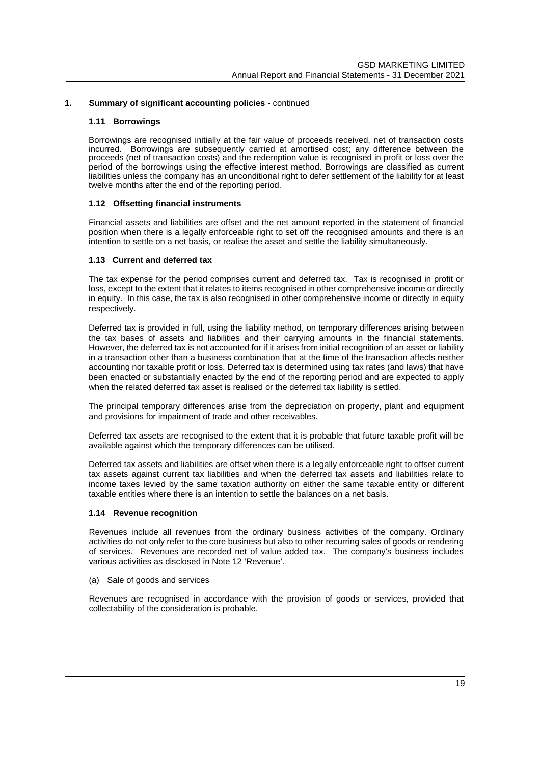## 1. Summary of significant accounting policies - continued

### 1.11 Borrowings

Borrowings are recognised initially at the fair value of proceeds received, net of transaction costs incurred. Borrowings are subsequently carried at amortised cost; any difference between the proceeds (net of transaction costs) and the redemption value is recognised in profit or loss over the period of the borrowings using the effective interest method. Borrowings are classified as current liabilities unless the company has an unconditional right to defer settlement of the liability for at least twelve months after the end of the reporting period.

### 1.12 Offsetting financial instruments

Financial assets and liabilities are offset and the net amount reported in the statement of financial position when there is a legally enforceable right to set off the recognised amounts and there is an intention to settle on a net basis, or realise the asset and settle the liability simultaneously.

### 1.13 Current and deferred tax

The tax expense for the period comprises current and deferred tax. Tax is recognised in profit or loss, except to the extent that it relates to items recognised in other comprehensive income or directly in equity. In this case, the tax is also recognised in other comprehensive income or directly in equity respectively.

Deferred tax is provided in full, using the liability method, on temporary differences arising between the tax bases of assets and liabilities and their carrying amounts in the financial statements. However, the deferred tax is not accounted for if it arises from initial recognition of an asset or liability in a transaction other than a business combination that at the time of the transaction affects neither accounting nor taxable profit or loss. Deferred tax is determined using tax rates (and laws) that have been enacted or substantially enacted by the end of the reporting period and are expected to apply when the related deferred tax asset is realised or the deferred tax liability is settled.

The principal temporary differences arise from the depreciation on property, plant and equipment and provisions for impairment of trade and other receivables.

Deferred tax assets are recognised to the extent that it is probable that future taxable profit will be available against which the temporary differences can be utilised.

Deferred tax assets and liabilities are offset when there is a legally enforceable right to offset current tax assets against current tax liabilities and when the deferred tax assets and liabilities relate to income taxes levied by the same taxation authority on either the same taxable entity or different taxable entities where there is an intention to settle the balances on a net basis.

### 1.14 Revenue recognition

Revenues include all revenues from the ordinary business activities of the company. Ordinary activities do not only refer to the core business but also to other recurring sales of goods or rendering of services. Revenues are recorded net of value added tax. The company's business includes various activities as disclosed in Note 12 'Revenue'.

(a) Sale of goods and services

Revenues are recognised in accordance with the provision of goods or services, provided that collectability of the consideration is probable.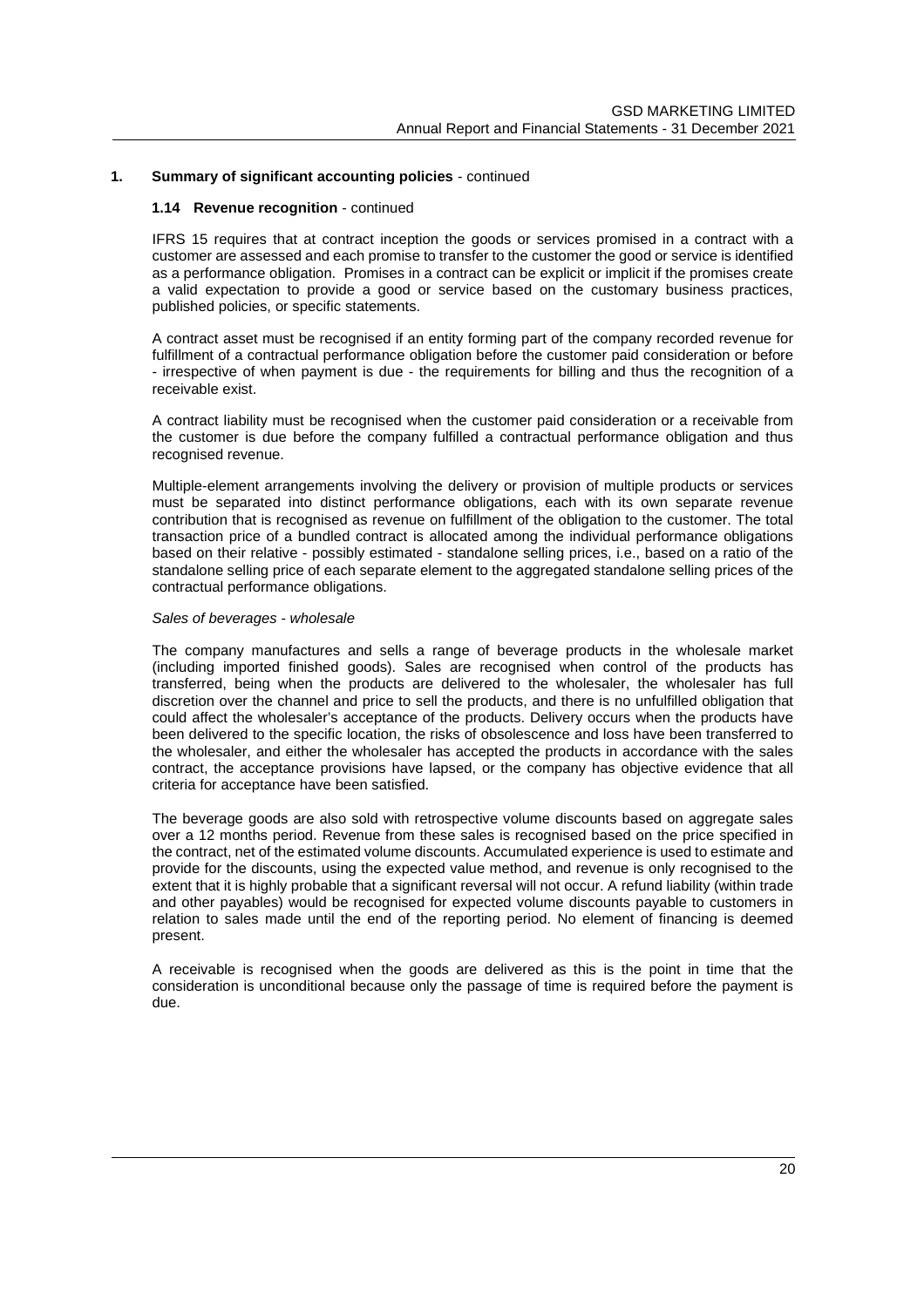## 1. Summary of significant accounting policies - continued

### 1.14 Revenue recognition - continued

IFRS 15 requires that at contract inception the goods or services promised in a contract with a customer are assessed and each promise to transfer to the customer the good or service is identified as a performance obligation. Promises in a contract can be explicit or implicit if the promises create a valid expectation to provide a good or service based on the customary business practices, published policies, or specific statements.

A contract asset must be recognised if an entity forming part of the company recorded revenue for fulfillment of a contractual performance obligation before the customer paid consideration or before - irrespective of when payment is due - the requirements for billing and thus the recognition of a receivable exist.

A contract liability must be recognised when the customer paid consideration or a receivable from the customer is due before the company fulfilled a contractual performance obligation and thus recognised revenue.

Multiple-element arrangements involving the delivery or provision of multiple products or services must be separated into distinct performance obligations, each with its own separate revenue contribution that is recognised as revenue on fulfillment of the obligation to the customer. The total transaction price of a bundled contract is allocated among the individual performance obligations based on their relative - possibly estimated - standalone selling prices, i.e., based on a ratio of the standalone selling price of each separate element to the aggregated standalone selling prices of the contractual performance obligations.

*Sales of beverages - wholesale*

The company manufactures and sells a range of beverage products in the wholesale market (including imported finished goods). Sales are recognised when control of the products has transferred, being when the products are delivered to the wholesaler, the wholesaler has full discretion over the channel and price to sell the products, and there is no unfulfilled obligation that could affect the wholesaler's acceptance of the products. Delivery occurs when the products have been delivered to the specific location, the risks of obsolescence and loss have been transferred to the wholesaler, and either the wholesaler has accepted the products in accordance with the sales contract, the acceptance provisions have lapsed, or the company has objective evidence that all criteria for acceptance have been satisfied.

The beverage goods are also sold with retrospective volume discounts based on aggregate sales over a 12 months period. Revenue from these sales is recognised based on the price specified in the contract, net of the estimated volume discounts. Accumulated experience is used to estimate and provide for the discounts, using the expected value method, and revenue is only recognised to the extent that it is highly probable that a significant reversal will not occur. A refund liability (within trade and other payables) would be recognised for expected volume discounts payable to customers in relation to sales made until the end of the reporting period. No element of financing is deemed present.

A receivable is recognised when the goods are delivered as this is the point in time that the consideration is unconditional because only the passage of time is required before the payment is due.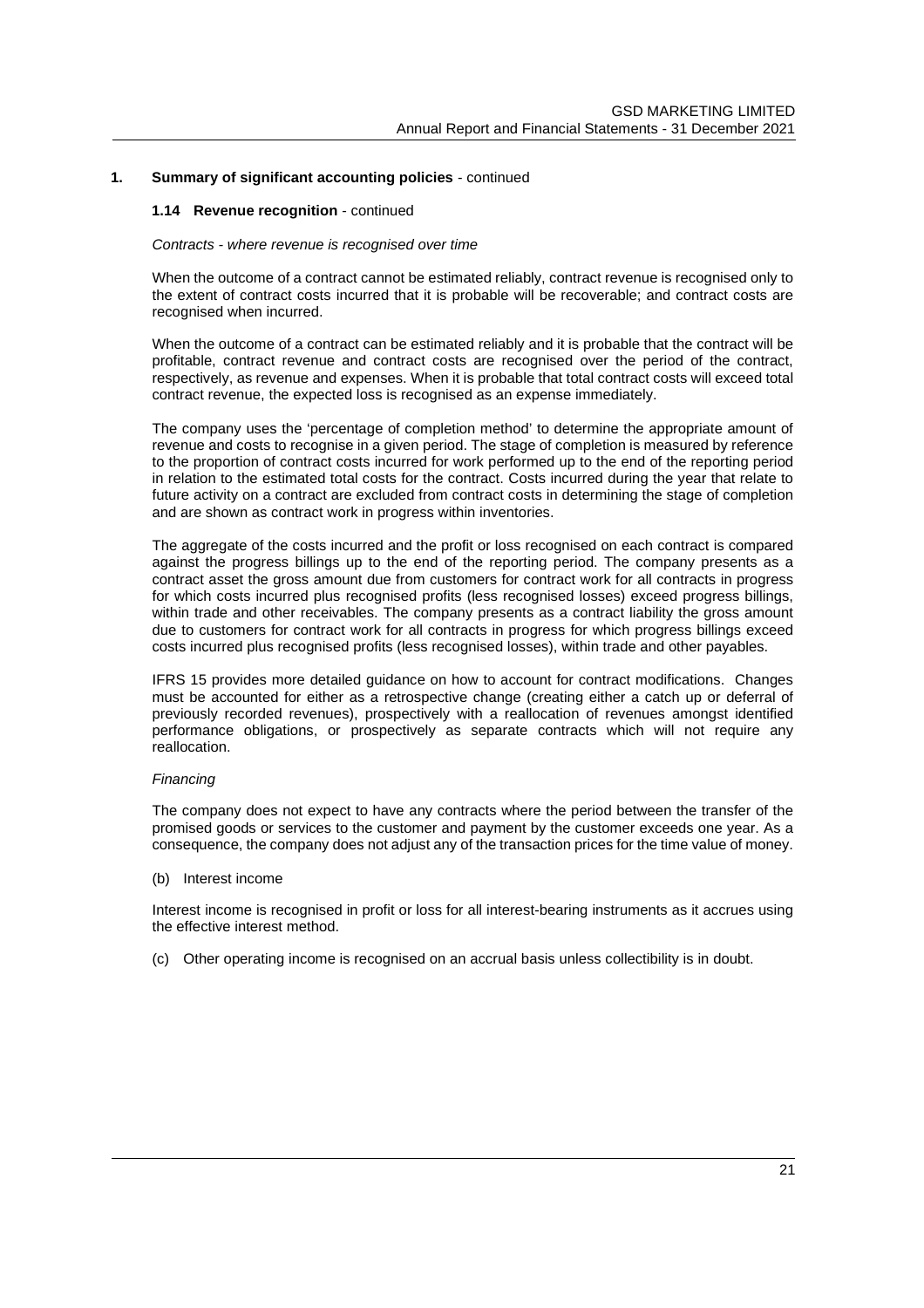## 1. Summary of significant accounting policies - continued

### 1.14 Revenue recognition - continued

*Contracts - where revenue is recognised over time*

When the outcome of a contract cannot be estimated reliably, contract revenue is recognised only to the extent of contract costs incurred that it is probable will be recoverable; and contract costs are recognised when incurred.

When the outcome of a contract can be estimated reliably and it is probable that the contract will be profitable, contract revenue and contract costs are recognised over the period of the contract, respectively, as revenue and expenses. When it is probable that total contract costs will exceed total contract revenue, the expected loss is recognised as an expense immediately.

The company uses the 'percentage of completion method' to determine the appropriate amount of revenue and costs to recognise in a given period. The stage of completion is measured by reference to the proportion of contract costs incurred for work performed up to the end of the reporting period in relation to the estimated total costs for the contract. Costs incurred during the year that relate to future activity on a contract are excluded from contract costs in determining the stage of completion and are shown as contract work in progress within inventories.

The aggregate of the costs incurred and the profit or loss recognised on each contract is compared against the progress billings up to the end of the reporting period. The company presents as a contract asset the gross amount due from customers for contract work for all contracts in progress for which costs incurred plus recognised profits (less recognised losses) exceed progress billings, within trade and other receivables. The company presents as a contract liability the gross amount due to customers for contract work for all contracts in progress for which progress billings exceed costs incurred plus recognised profits (less recognised losses), within trade and other payables.

IFRS 15 provides more detailed guidance on how to account for contract modifications. Changes must be accounted for either as a retrospective change (creating either a catch up or deferral of previously recorded revenues), prospectively with a reallocation of revenues amongst identified performance obligations, or prospectively as separate contracts which will not require any reallocation.

*Financing*

The company does not expect to have any contracts where the period between the transfer of the promised goods or services to the customer and payment by the customer exceeds one year. As a consequence, the company does not adjust any of the transaction prices for the time value of money.

(b) Interest income

Interest income is recognised in profit or loss for all interest-bearing instruments as it accrues using the effective interest method.

(c) Other operating income is recognised on an accrual basis unless collectibility is in doubt.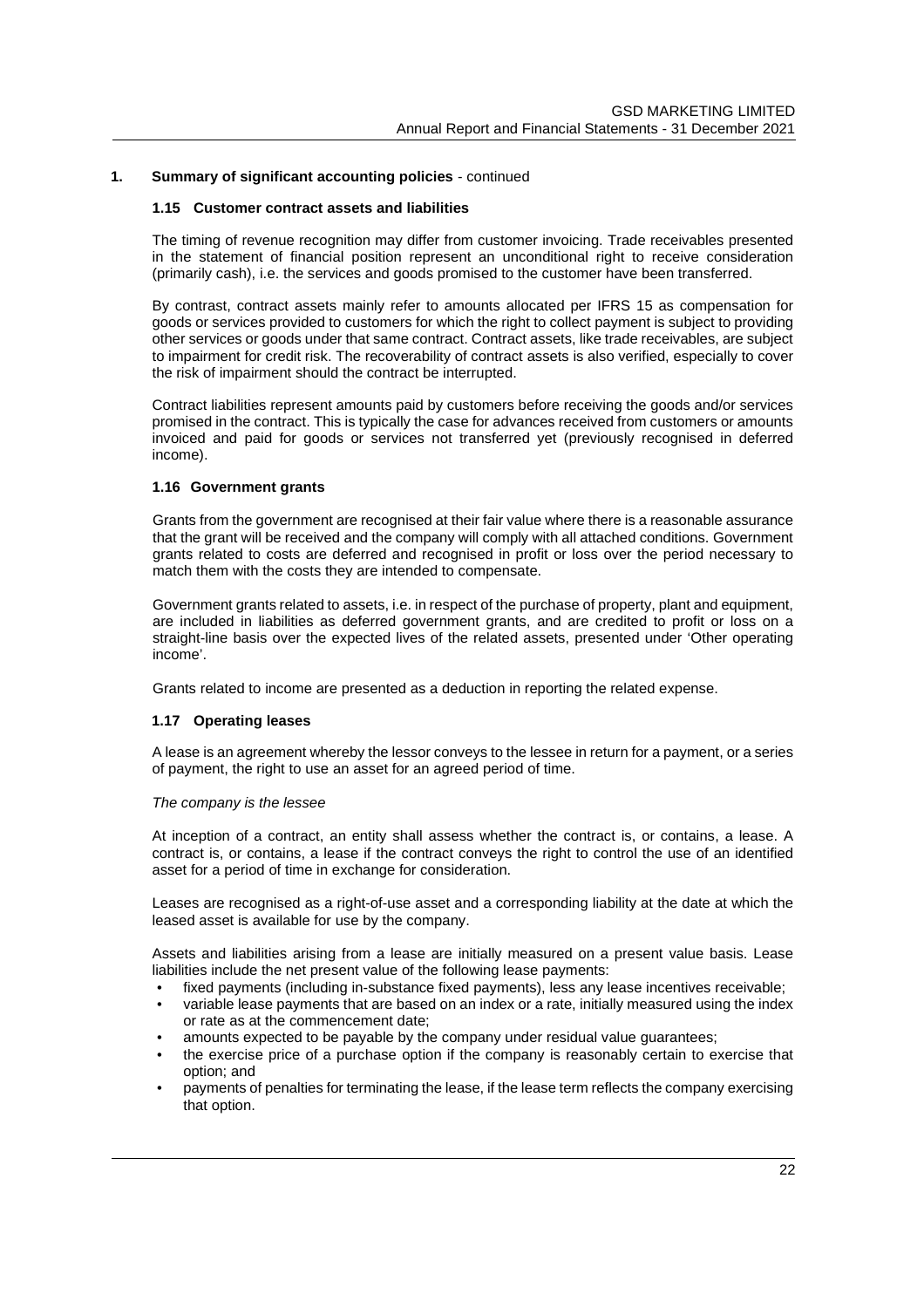## 1. Summary of significant accounting policies - continued

### 1.15 Customer contract assets and liabilities

The timing of revenue recognition may differ from customer invoicing. Trade receivables presented in the statement of financial position represent an unconditional right to receive consideration (primarily cash), i.e. the services and goods promised to the customer have been transferred.

By contrast, contract assets mainly refer to amounts allocated per IFRS 15 as compensation for goods or services provided to customers for which the right to collect payment is subject to providing other services or goods under that same contract. Contract assets, like trade receivables, are subject to impairment for credit risk. The recoverability of contract assets is also verified, especially to cover the risk of impairment should the contract be interrupted.

Contract liabilities represent amounts paid by customers before receiving the goods and/or services promised in the contract. This is typically the case for advances received from customers or amounts invoiced and paid for goods or services not transferred yet (previously recognised in deferred income).

### 1.16 Government grants

Grants from the government are recognised at their fair value where there is a reasonable assurance that the grant will be received and the company will comply with all attached conditions. Government grants related to costs are deferred and recognised in profit or loss over the period necessary to match them with the costs they are intended to compensate.

Government grants related to assets, i.e. in respect of the purchase of property, plant and equipment, are included in liabilities as deferred government grants, and are credited to profit or loss on a straight-line basis over the expected lives of the related assets, presented under 'Other operating income'.

Grants related to income are presented as a deduction in reporting the related expense.

### 1.17 Operating leases

A lease is an agreement whereby the lessor conveys to the lessee in return for a payment, or a series of payment, the right to use an asset for an agreed period of time.

*The company is the lessee*

At inception of a contract, an entity shall assess whether the contract is, or contains, a lease. A contract is, or contains, a lease if the contract conveys the right to control the use of an identified asset for a period of time in exchange for consideration.

Leases are recognised as a right-of-use asset and a corresponding liability at the date at which the leased asset is available for use by the company.

Assets and liabilities arising from a lease are initially measured on a present value basis. Lease liabilities include the net present value of the following lease payments:

- fixed payments (including in-substance fixed payments), less any lease incentives receivable;
- variable lease payments that are based on an index or a rate, initially measured using the index or rate as at the commencement date;
- amounts expected to be payable by the company under residual value guarantees;
- the exercise price of a purchase option if the company is reasonably certain to exercise that option; and
- payments of penalties for terminating the lease, if the lease term reflects the company exercising that option.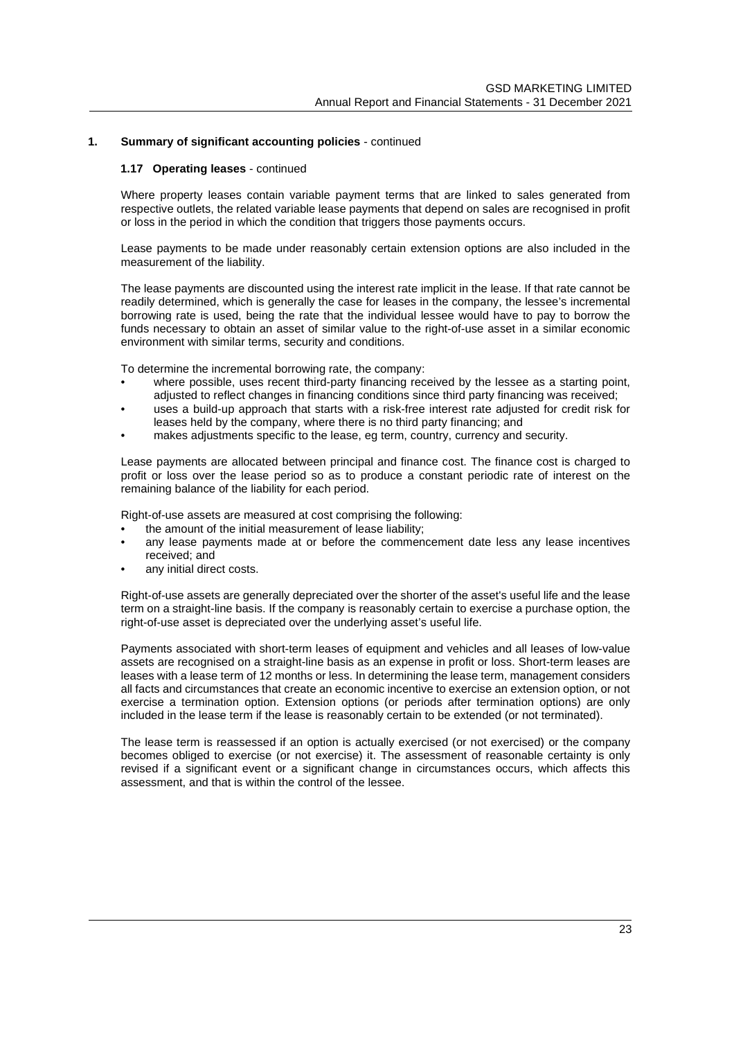## 1. Summary of significant accounting policies - continued

### 1.17 Operating leases - continued

Where property leases contain variable payment terms that are linked to sales generated from respective outlets, the related variable lease payments that depend on sales are recognised in profit or loss in the period in which the condition that triggers those payments occurs.

Lease payments to be made under reasonably certain extension options are also included in the measurement of the liability.

The lease payments are discounted using the interest rate implicit in the lease. If that rate cannot be readily determined, which is generally the case for leases in the company, the lessee's incremental borrowing rate is used, being the rate that the individual lessee would have to pay to borrow the funds necessary to obtain an asset of similar value to the right-of-use asset in a similar economic environment with similar terms, security and conditions.

To determine the incremental borrowing rate, the company:

- where possible, uses recent third-party financing received by the lessee as a starting point, adjusted to reflect changes in financing conditions since third party financing was received;
- uses a build-up approach that starts with a risk-free interest rate adjusted for credit risk for leases held by the company, where there is no third party financing; and
- makes adjustments specific to the lease, eg term, country, currency and security.

Lease payments are allocated between principal and finance cost. The finance cost is charged to profit or loss over the lease period so as to produce a constant periodic rate of interest on the remaining balance of the liability for each period.

Right-of-use assets are measured at cost comprising the following:

- the amount of the initial measurement of lease liability;
- any lease payments made at or before the commencement date less any lease incentives received; and
- any initial direct costs.

Right-of-use assets are generally depreciated over the shorter of the asset's useful life and the lease term on a straight-line basis. If the company is reasonably certain to exercise a purchase option, the right-of-use asset is depreciated over the underlying asset's useful life.

Payments associated with short-term leases of equipment and vehicles and all leases of low-value assets are recognised on a straight-line basis as an expense in profit or loss. Short-term leases are leases with a lease term of 12 months or less. In determining the lease term, management considers all facts and circumstances that create an economic incentive to exercise an extension option, or not exercise a termination option. Extension options (or periods after termination options) are only included in the lease term if the lease is reasonably certain to be extended (or not terminated).

The lease term is reassessed if an option is actually exercised (or not exercised) or the company becomes obliged to exercise (or not exercise) it. The assessment of reasonable certainty is only revised if a significant event or a significant change in circumstances occurs, which affects this assessment, and that is within the control of the lessee.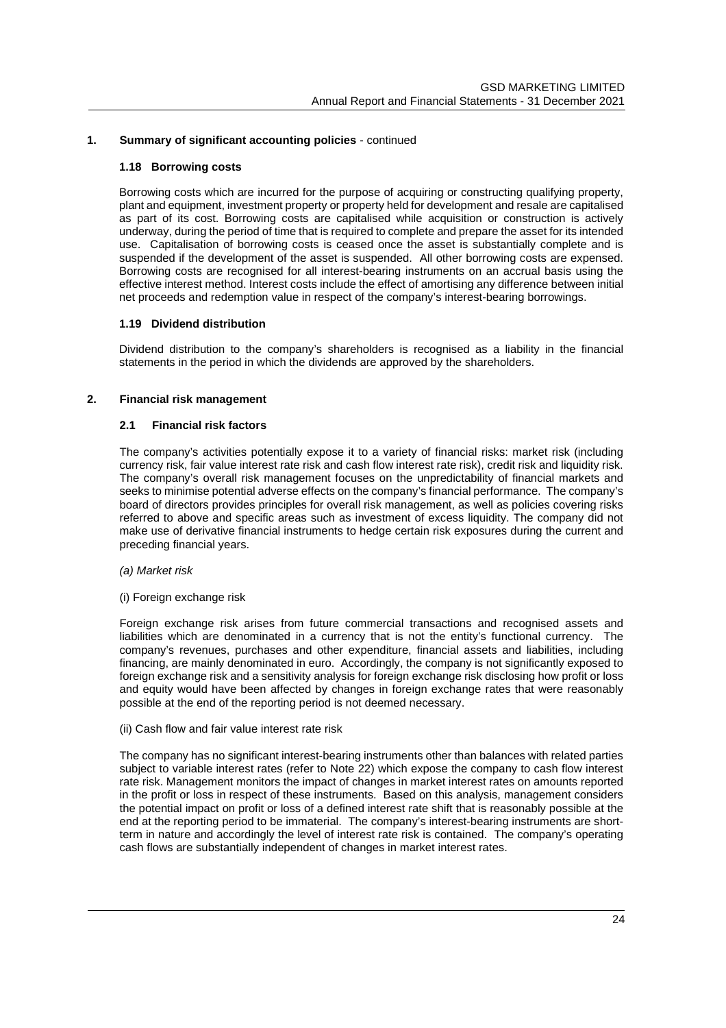## 1. Summary of significant accounting policies - continued

### 1.18 Borrowing costs

Borrowing costs which are incurred for the purpose of acquiring or constructing qualifying property, plant and equipment, investment property or property held for development and resale are capitalised as part of its cost. Borrowing costs are capitalised while acquisition or construction is actively underway, during the period of time that is required to complete and prepare the asset for its intended use. Capitalisation of borrowing costs is ceased once the asset is substantially complete and is suspended if the development of the asset is suspended. All other borrowing costs are expensed. Borrowing costs are recognised for all interest-bearing instruments on an accrual basis using the effective interest method. Interest costs include the effect of amortising any difference between initial net proceeds and redemption value in respect of the company's interest-bearing borrowings.

### 1.19 Dividend distribution

Dividend distribution to the company's shareholders is recognised as a liability in the financial statements in the period in which the dividends are approved by the shareholders.

## 2. Financial risk management

### 2.1 Financial risk factors

The company's activities potentially expose it to a variety of financial risks: market risk (including currency risk, fair value interest rate risk and cash flow interest rate risk), credit risk and liquidity risk. The company's overall risk management focuses on the unpredictability of financial markets and seeks to minimise potential adverse effects on the company's financial performance. The company's board of directors provides principles for overall risk management, as well as policies covering risks referred to above and specific areas such as investment of excess liquidity. The company did not make use of derivative financial instruments to hedge certain risk exposures during the current and preceding financial years.

*(a) Market risk*

(i) Foreign exchange risk

Foreign exchange risk arises from future commercial transactions and recognised assets and liabilities which are denominated in a currency that is not the entity's functional currency. The company's revenues, purchases and other expenditure, financial assets and liabilities, including financing, are mainly denominated in euro. Accordingly, the company is not significantly exposed to foreign exchange risk and a sensitivity analysis for foreign exchange risk disclosing how profit or loss and equity would have been affected by changes in foreign exchange rates that were reasonably possible at the end of the reporting period is not deemed necessary.

(ii) Cash flow and fair value interest rate risk

The company has no significant interest-bearing instruments other than balances with related parties subject to variable interest rates (refer to Note 22) which expose the company to cash flow interest rate risk. Management monitors the impact of changes in market interest rates on amounts reported in the profit or loss in respect of these instruments. Based on this analysis, management considers the potential impact on profit or loss of a defined interest rate shift that is reasonably possible at the end at the reporting period to be immaterial. The company's interest-bearing instruments are short-term in nature and accordingly the level of interest rate risk is contained. The company's operating cash flows are substantially independent of changes in market interest rates.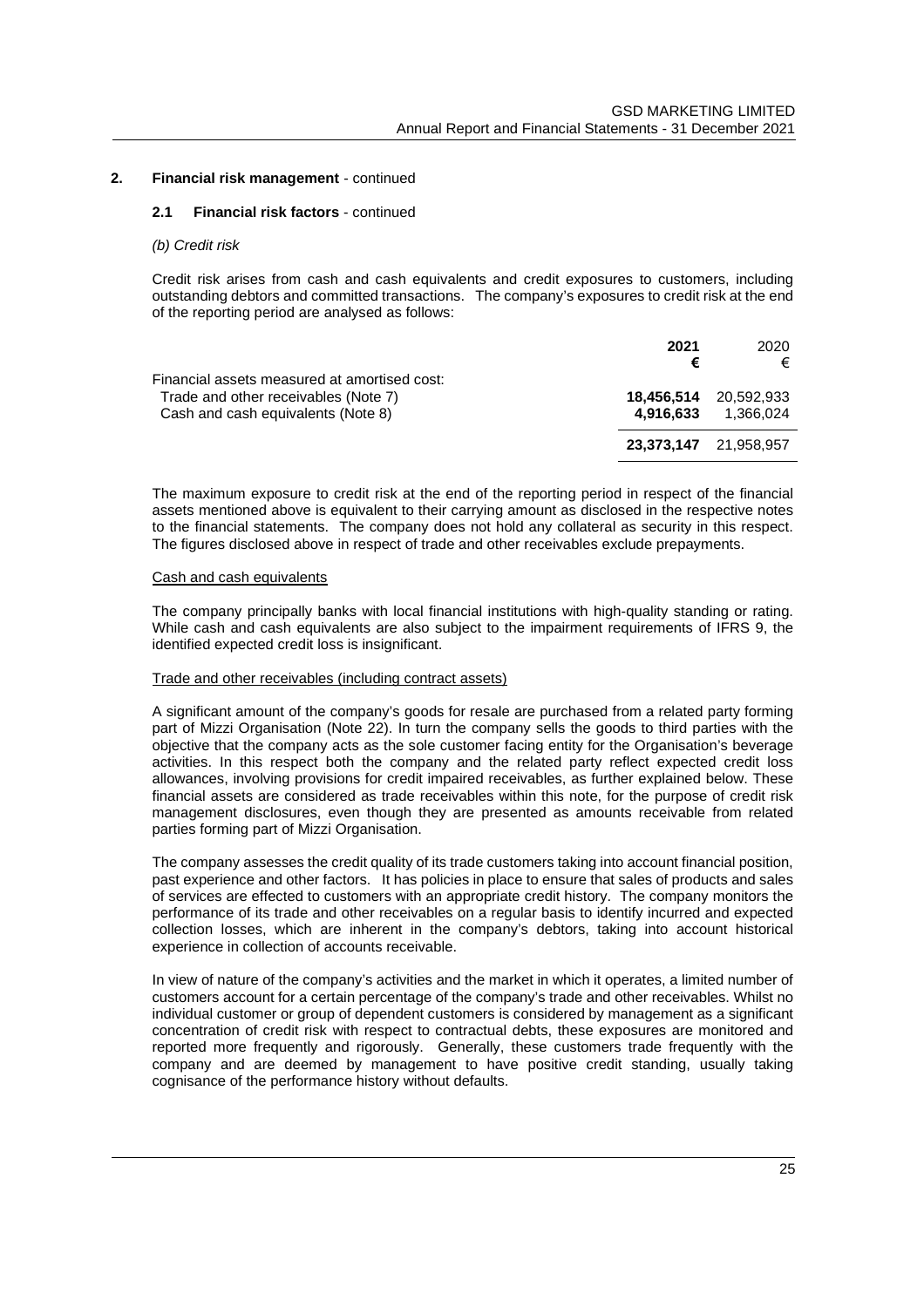## 2. Financial risk management - continued

### 2.1 Financial risk factors - continued

*(b) Credit risk*

Credit risk arises from cash and cash equivalents and credit exposures to customers, including outstanding debtors and committed transactions. The company's exposures to credit risk at the end of the reporting period are analysed as follows:

| | **2021** | 2020 |
|---|---|---|
| | **€** | € |
| Financial assets measured at amortised cost: | | |
| Trade and other receivables (Note 7) | **18,456,514** | 20,592,933 |
| Cash and cash equivalents (Note 8) | **4,916,633** | 1,366,024 |
| | **23,373,147** | 21,958,957 |

The maximum exposure to credit risk at the end of the reporting period in respect of the financial assets mentioned above is equivalent to their carrying amount as disclosed in the respective notes to the financial statements. The company does not hold any collateral as security in this respect. The figures disclosed above in respect of trade and other receivables exclude prepayments.

Cash and cash equivalents

The company principally banks with local financial institutions with high-quality standing or rating. While cash and cash equivalents are also subject to the impairment requirements of IFRS 9, the identified expected credit loss is insignificant.

Trade and other receivables (including contract assets)

A significant amount of the company's goods for resale are purchased from a related party forming part of Mizzi Organisation (Note 22). In turn the company sells the goods to third parties with the objective that the company acts as the sole customer facing entity for the Organisation's beverage activities. In this respect both the company and the related party reflect expected credit loss allowances, involving provisions for credit impaired receivables, as further explained below. These financial assets are considered as trade receivables within this note, for the purpose of credit risk management disclosures, even though they are presented as amounts receivable from related parties forming part of Mizzi Organisation.

The company assesses the credit quality of its trade customers taking into account financial position, past experience and other factors. It has policies in place to ensure that sales of products and sales of services are effected to customers with an appropriate credit history. The company monitors the performance of its trade and other receivables on a regular basis to identify incurred and expected collection losses, which are inherent in the company's debtors, taking into account historical experience in collection of accounts receivable.

In view of nature of the company's activities and the market in which it operates, a limited number of customers account for a certain percentage of the company's trade and other receivables. Whilst no individual customer or group of dependent customers is considered by management as a significant concentration of credit risk with respect to contractual debts, these exposures are monitored and reported more frequently and rigorously. Generally, these customers trade frequently with the company and are deemed by management to have positive credit standing, usually taking cognisance of the performance history without defaults.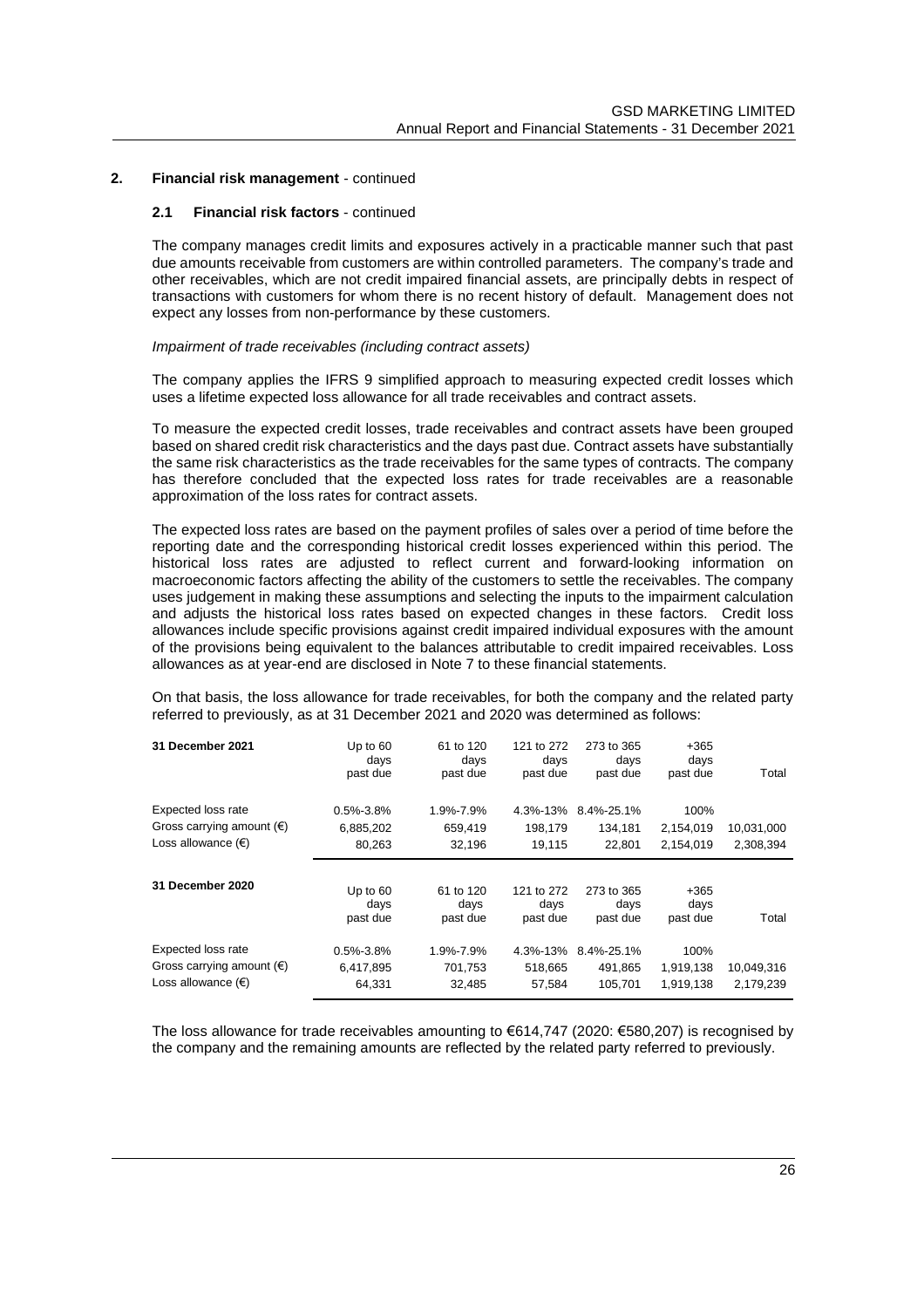## 2. Financial risk management - continued

### 2.1 Financial risk factors - continued

The company manages credit limits and exposures actively in a practicable manner such that past due amounts receivable from customers are within controlled parameters. The company's trade and other receivables, which are not credit impaired financial assets, are principally debts in respect of transactions with customers for whom there is no recent history of default. Management does not expect any losses from non-performance by these customers.

*Impairment of trade receivables (including contract assets)*

The company applies the IFRS 9 simplified approach to measuring expected credit losses which uses a lifetime expected loss allowance for all trade receivables and contract assets.

To measure the expected credit losses, trade receivables and contract assets have been grouped based on shared credit risk characteristics and the days past due. Contract assets have substantially the same risk characteristics as the trade receivables for the same types of contracts. The company has therefore concluded that the expected loss rates for trade receivables are a reasonable approximation of the loss rates for contract assets.

The expected loss rates are based on the payment profiles of sales over a period of time before the reporting date and the corresponding historical credit losses experienced within this period. The historical loss rates are adjusted to reflect current and forward-looking information on macroeconomic factors affecting the ability of the customers to settle the receivables. The company uses judgement in making these assumptions and selecting the inputs to the impairment calculation and adjusts the historical loss rates based on expected changes in these factors. Credit loss allowances include specific provisions against credit impaired individual exposures with the amount of the provisions being equivalent to the balances attributable to credit impaired receivables. Loss allowances as at year-end are disclosed in Note 7 to these financial statements.

On that basis, the loss allowance for trade receivables, for both the company and the related party referred to previously, as at 31 December 2021 and 2020 was determined as follows:

| 31 December 2021 | Up to 60 days past due | 61 to 120 days past due | 121 to 272 days past due | 273 to 365 days past due | +365 days past due | Total |
|---|---|---|---|---|---|---|
| Expected loss rate | 0.5%-3.8% | 1.9%-7.9% | 4.3%-13% | 8.4%-25.1% | 100% | |
| Gross carrying amount (€) | 6,885,202 | 659,419 | 198,179 | 134,181 | 2,154,019 | 10,031,000 |
| Loss allowance (€) | 80,263 | 32,196 | 19,115 | 22,801 | 2,154,019 | 2,308,394 |

| 31 December 2020 | Up to 60 days past due | 61 to 120 days past due | 121 to 272 days past due | 273 to 365 days past due | +365 days past due | Total |
|---|---|---|---|---|---|---|
| Expected loss rate | 0.5%-3.8% | 1.9%-7.9% | 4.3%-13% | 8.4%-25.1% | 100% | |
| Gross carrying amount (€) | 6,417,895 | 701,753 | 518,665 | 491,865 | 1,919,138 | 10,049,316 |
| Loss allowance (€) | 64,331 | 32,485 | 57,584 | 105,701 | 1,919,138 | 2,179,239 |

The loss allowance for trade receivables amounting to €614,747 (2020: €580,207) is recognised by the company and the remaining amounts are reflected by the related party referred to previously.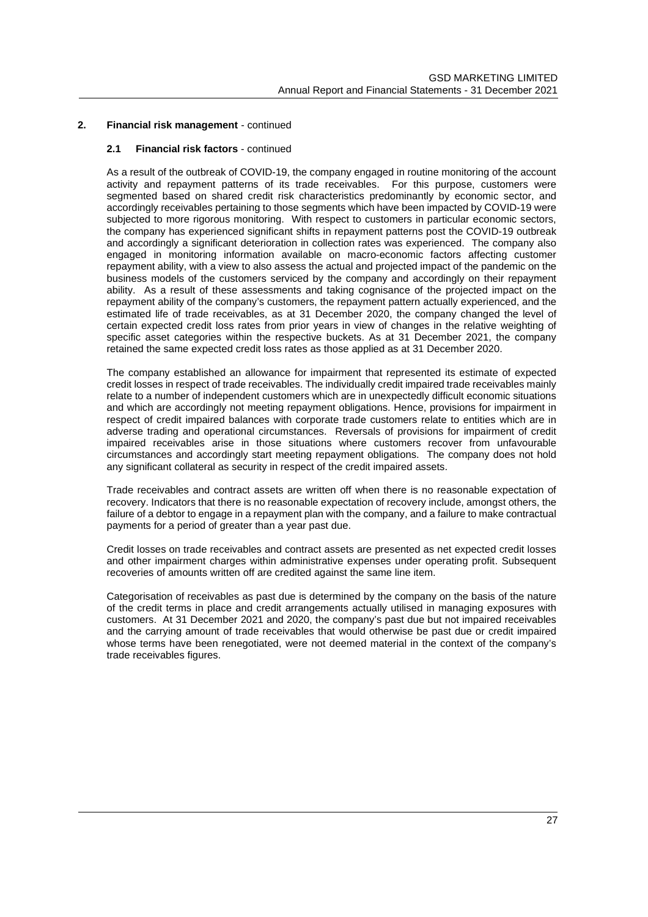## 2. Financial risk management - continued

### 2.1 Financial risk factors - continued

As a result of the outbreak of COVID-19, the company engaged in routine monitoring of the account activity and repayment patterns of its trade receivables. For this purpose, customers were segmented based on shared credit risk characteristics predominantly by economic sector, and accordingly receivables pertaining to those segments which have been impacted by COVID-19 were subjected to more rigorous monitoring. With respect to customers in particular economic sectors, the company has experienced significant shifts in repayment patterns post the COVID-19 outbreak and accordingly a significant deterioration in collection rates was experienced. The company also engaged in monitoring information available on macro-economic factors affecting customer repayment ability, with a view to also assess the actual and projected impact of the pandemic on the business models of the customers serviced by the company and accordingly on their repayment ability. As a result of these assessments and taking cognisance of the projected impact on the repayment ability of the company's customers, the repayment pattern actually experienced, and the estimated life of trade receivables, as at 31 December 2020, the company changed the level of certain expected credit loss rates from prior years in view of changes in the relative weighting of specific asset categories within the respective buckets. As at 31 December 2021, the company retained the same expected credit loss rates as those applied as at 31 December 2020.

The company established an allowance for impairment that represented its estimate of expected credit losses in respect of trade receivables. The individually credit impaired trade receivables mainly relate to a number of independent customers which are in unexpectedly difficult economic situations and which are accordingly not meeting repayment obligations. Hence, provisions for impairment in respect of credit impaired balances with corporate trade customers relate to entities which are in adverse trading and operational circumstances. Reversals of provisions for impairment of credit impaired receivables arise in those situations where customers recover from unfavourable circumstances and accordingly start meeting repayment obligations. The company does not hold any significant collateral as security in respect of the credit impaired assets.

Trade receivables and contract assets are written off when there is no reasonable expectation of recovery. Indicators that there is no reasonable expectation of recovery include, amongst others, the failure of a debtor to engage in a repayment plan with the company, and a failure to make contractual payments for a period of greater than a year past due.

Credit losses on trade receivables and contract assets are presented as net expected credit losses and other impairment charges within administrative expenses under operating profit. Subsequent recoveries of amounts written off are credited against the same line item.

Categorisation of receivables as past due is determined by the company on the basis of the nature of the credit terms in place and credit arrangements actually utilised in managing exposures with customers. At 31 December 2021 and 2020, the company's past due but not impaired receivables and the carrying amount of trade receivables that would otherwise be past due or credit impaired whose terms have been renegotiated, were not deemed material in the context of the company's trade receivables figures.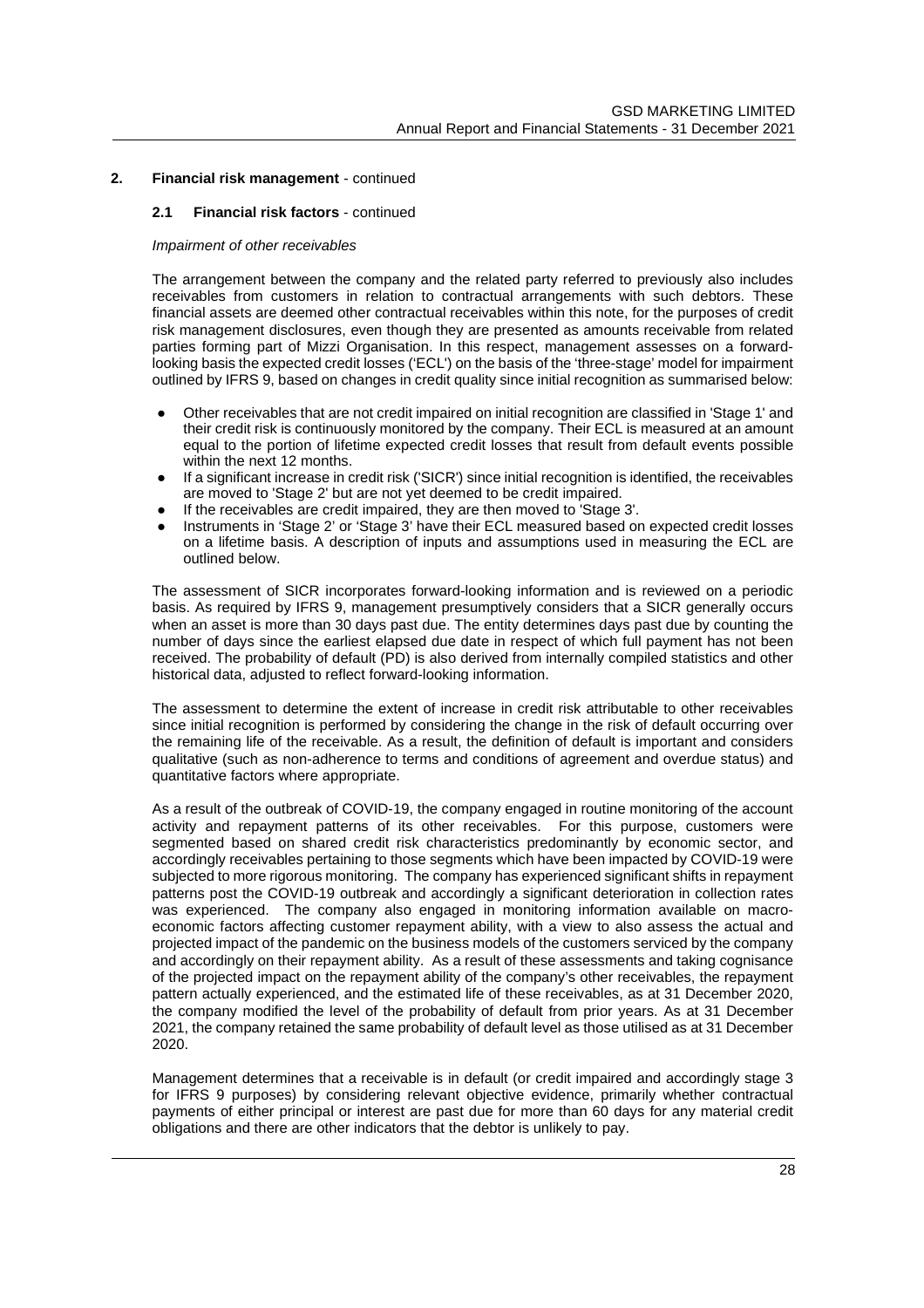## 2. Financial risk management - continued

### 2.1 Financial risk factors - continued

*Impairment of other receivables*

The arrangement between the company and the related party referred to previously also includes receivables from customers in relation to contractual arrangements with such debtors. These financial assets are deemed other contractual receivables within this note, for the purposes of credit risk management disclosures, even though they are presented as amounts receivable from related parties forming part of Mizzi Organisation. In this respect, management assesses on a forward-looking basis the expected credit losses ('ECL') on the basis of the 'three-stage' model for impairment outlined by IFRS 9, based on changes in credit quality since initial recognition as summarised below:

- Other receivables that are not credit impaired on initial recognition are classified in 'Stage 1' and their credit risk is continuously monitored by the company. Their ECL is measured at an amount equal to the portion of lifetime expected credit losses that result from default events possible within the next 12 months.
- If a significant increase in credit risk ('SICR') since initial recognition is identified, the receivables are moved to 'Stage 2' but are not yet deemed to be credit impaired.
- If the receivables are credit impaired, they are then moved to 'Stage 3'.
- Instruments in 'Stage 2' or 'Stage 3' have their ECL measured based on expected credit losses on a lifetime basis. A description of inputs and assumptions used in measuring the ECL are outlined below.

The assessment of SICR incorporates forward-looking information and is reviewed on a periodic basis. As required by IFRS 9, management presumptively considers that a SICR generally occurs when an asset is more than 30 days past due. The entity determines days past due by counting the number of days since the earliest elapsed due date in respect of which full payment has not been received. The probability of default (PD) is also derived from internally compiled statistics and other historical data, adjusted to reflect forward-looking information.

The assessment to determine the extent of increase in credit risk attributable to other receivables since initial recognition is performed by considering the change in the risk of default occurring over the remaining life of the receivable. As a result, the definition of default is important and considers qualitative (such as non-adherence to terms and conditions of agreement and overdue status) and quantitative factors where appropriate.

As a result of the outbreak of COVID-19, the company engaged in routine monitoring of the account activity and repayment patterns of its other receivables. For this purpose, customers were segmented based on shared credit risk characteristics predominantly by economic sector, and accordingly receivables pertaining to those segments which have been impacted by COVID-19 were subjected to more rigorous monitoring. The company has experienced significant shifts in repayment patterns post the COVID-19 outbreak and accordingly a significant deterioration in collection rates was experienced. The company also engaged in monitoring information available on macro-economic factors affecting customer repayment ability, with a view to also assess the actual and projected impact of the pandemic on the business models of the customers serviced by the company and accordingly on their repayment ability. As a result of these assessments and taking cognisance of the projected impact on the repayment ability of the company's other receivables, the repayment pattern actually experienced, and the estimated life of these receivables, as at 31 December 2020, the company modified the level of the probability of default from prior years. As at 31 December 2021, the company retained the same probability of default level as those utilised as at 31 December 2020.

Management determines that a receivable is in default (or credit impaired and accordingly stage 3 for IFRS 9 purposes) by considering relevant objective evidence, primarily whether contractual payments of either principal or interest are past due for more than 60 days for any material credit obligations and there are other indicators that the debtor is unlikely to pay.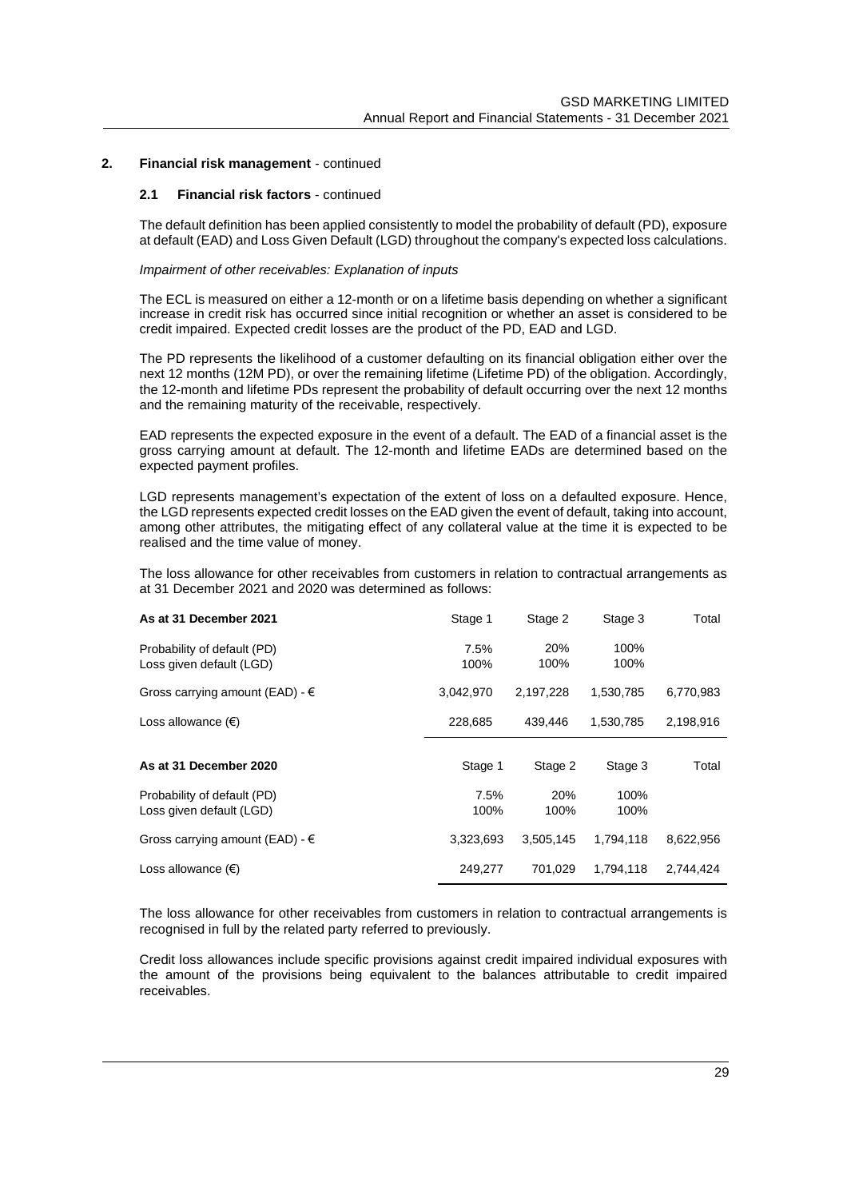## 2. Financial risk management - continued

### 2.1 Financial risk factors - continued

The default definition has been applied consistently to model the probability of default (PD), exposure at default (EAD) and Loss Given Default (LGD) throughout the company's expected loss calculations.

*Impairment of other receivables: Explanation of inputs*

The ECL is measured on either a 12-month or on a lifetime basis depending on whether a significant increase in credit risk has occurred since initial recognition or whether an asset is considered to be credit impaired. Expected credit losses are the product of the PD, EAD and LGD.

The PD represents the likelihood of a customer defaulting on its financial obligation either over the next 12 months (12M PD), or over the remaining lifetime (Lifetime PD) of the obligation. Accordingly, the 12-month and lifetime PDs represent the probability of default occurring over the next 12 months and the remaining maturity of the receivable, respectively.

EAD represents the expected exposure in the event of a default. The EAD of a financial asset is the gross carrying amount at default. The 12-month and lifetime EADs are determined based on the expected payment profiles.

LGD represents management's expectation of the extent of loss on a defaulted exposure. Hence, the LGD represents expected credit losses on the EAD given the event of default, taking into account, among other attributes, the mitigating effect of any collateral value at the time it is expected to be realised and the time value of money.

The loss allowance for other receivables from customers in relation to contractual arrangements as at 31 December 2021 and 2020 was determined as follows:

| **As at 31 December 2021** | Stage 1 | Stage 2 | Stage 3 | Total |
|---|---|---|---|---|
| Probability of default (PD) | 7.5% | 20% | 100% | |
| Loss given default (LGD) | 100% | 100% | 100% | |
| Gross carrying amount (EAD) - € | 3,042,970 | 2,197,228 | 1,530,785 | 6,770,983 |
| Loss allowance (€) | 228,685 | 439,446 | 1,530,785 | 2,198,916 |

| **As at 31 December 2020** | Stage 1 | Stage 2 | Stage 3 | Total |
|---|---|---|---|---|
| Probability of default (PD) | 7.5% | 20% | 100% | |
| Loss given default (LGD) | 100% | 100% | 100% | |
| Gross carrying amount (EAD) - € | 3,323,693 | 3,505,145 | 1,794,118 | 8,622,956 |
| Loss allowance (€) | 249,277 | 701,029 | 1,794,118 | 2,744,424 |

The loss allowance for other receivables from customers in relation to contractual arrangements is recognised in full by the related party referred to previously.

Credit loss allowances include specific provisions against credit impaired individual exposures with the amount of the provisions being equivalent to the balances attributable to credit impaired receivables.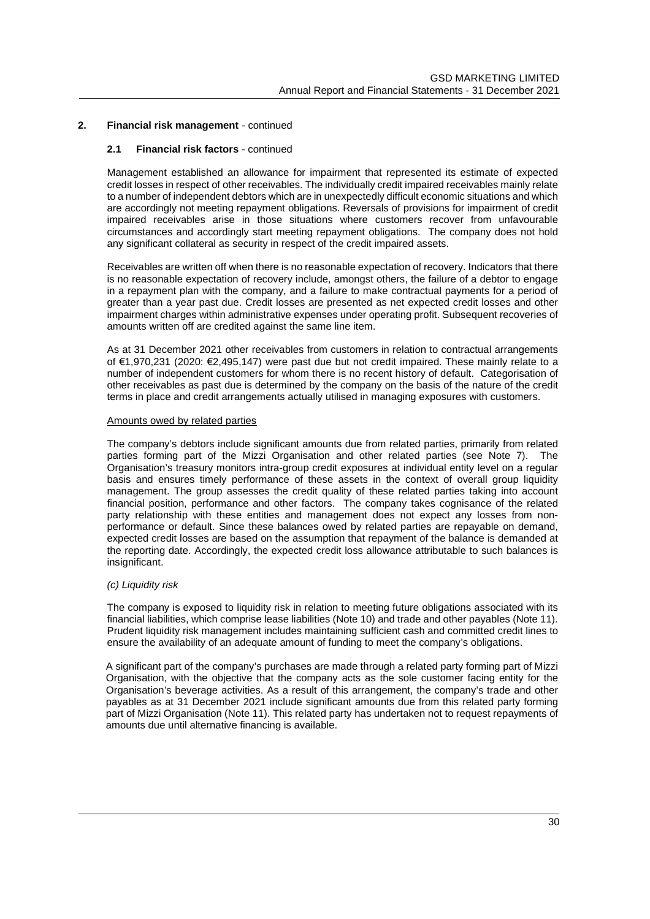## 2. Financial risk management - continued

### 2.1 Financial risk factors - continued

Management established an allowance for impairment that represented its estimate of expected credit losses in respect of other receivables. The individually credit impaired receivables mainly relate to a number of independent debtors which are in unexpectedly difficult economic situations and which are accordingly not meeting repayment obligations. Reversals of provisions for impairment of credit impaired receivables arise in those situations where customers recover from unfavourable circumstances and accordingly start meeting repayment obligations. The company does not hold any significant collateral as security in respect of the credit impaired assets.

Receivables are written off when there is no reasonable expectation of recovery. Indicators that there is no reasonable expectation of recovery include, amongst others, the failure of a debtor to engage in a repayment plan with the company, and a failure to make contractual payments for a period of greater than a year past due. Credit losses are presented as net expected credit losses and other impairment charges within administrative expenses under operating profit. Subsequent recoveries of amounts written off are credited against the same line item.

As at 31 December 2021 other receivables from customers in relation to contractual arrangements of €1,970,231 (2020: €2,495,147) were past due but not credit impaired. These mainly relate to a number of independent customers for whom there is no recent history of default. Categorisation of other receivables as past due is determined by the company on the basis of the nature of the credit terms in place and credit arrangements actually utilised in managing exposures with customers.

Amounts owed by related parties

The company's debtors include significant amounts due from related parties, primarily from related parties forming part of the Mizzi Organisation and other related parties (see Note 7). The Organisation's treasury monitors intra-group credit exposures at individual entity level on a regular basis and ensures timely performance of these assets in the context of overall group liquidity management. The group assesses the credit quality of these related parties taking into account financial position, performance and other factors. The company takes cognisance of the related party relationship with these entities and management does not expect any losses from non-performance or default. Since these balances owed by related parties are repayable on demand, expected credit losses are based on the assumption that repayment of the balance is demanded at the reporting date. Accordingly, the expected credit loss allowance attributable to such balances is insignificant.

*(c) Liquidity risk*

The company is exposed to liquidity risk in relation to meeting future obligations associated with its financial liabilities, which comprise lease liabilities (Note 10) and trade and other payables (Note 11). Prudent liquidity risk management includes maintaining sufficient cash and committed credit lines to ensure the availability of an adequate amount of funding to meet the company's obligations.

A significant part of the company's purchases are made through a related party forming part of Mizzi Organisation, with the objective that the company acts as the sole customer facing entity for the Organisation's beverage activities. As a result of this arrangement, the company's trade and other payables as at 31 December 2021 include significant amounts due from this related party forming part of Mizzi Organisation (Note 11). This related party has undertaken not to request repayments of amounts due until alternative financing is available.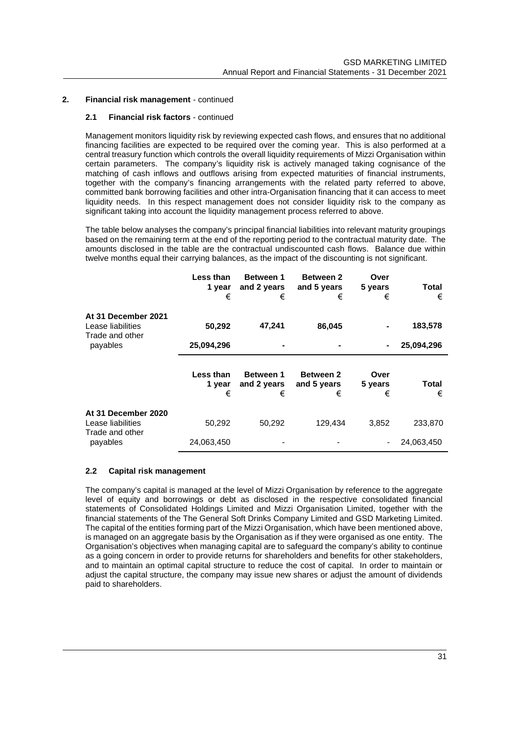## 2. Financial risk management - continued

### 2.1 Financial risk factors - continued

Management monitors liquidity risk by reviewing expected cash flows, and ensures that no additional financing facilities are expected to be required over the coming year. This is also performed at a central treasury function which controls the overall liquidity requirements of Mizzi Organisation within certain parameters. The company's liquidity risk is actively managed taking cognisance of the matching of cash inflows and outflows arising from expected maturities of financial instruments, together with the company's financing arrangements with the related party referred to above, committed bank borrowing facilities and other intra-Organisation financing that it can access to meet liquidity needs. In this respect management does not consider liquidity risk to the company as significant taking into account the liquidity management process referred to above.

The table below analyses the company's principal financial liabilities into relevant maturity groupings based on the remaining term at the end of the reporting period to the contractual maturity date. The amounts disclosed in the table are the contractual undiscounted cash flows. Balance due within twelve months equal their carrying balances, as the impact of the discounting is not significant.

| | Less than 1 year € | Between 1 and 2 years € | Between 2 and 5 years € | Over 5 years € | Total € |
|---|---|---|---|---|---|
| **At 31 December 2021** | | | | | |
| Lease liabilities | **50,292** | **47,241** | **86,045** | **-** | **183,578** |
| Trade and other payables | **25,094,296** | **-** | **-** | **-** | **25,094,296** |

| | Less than 1 year € | Between 1 and 2 years € | Between 2 and 5 years € | Over 5 years € | Total € |
|---|---|---|---|---|---|
| **At 31 December 2020** | | | | | |
| Lease liabilities | 50,292 | 50,292 | 129,434 | 3,852 | 233,870 |
| Trade and other payables | 24,063,450 | - | - | - | 24,063,450 |

### 2.2 Capital risk management

The company's capital is managed at the level of Mizzi Organisation by reference to the aggregate level of equity and borrowings or debt as disclosed in the respective consolidated financial statements of Consolidated Holdings Limited and Mizzi Organisation Limited, together with the financial statements of the The General Soft Drinks Company Limited and GSD Marketing Limited. The capital of the entities forming part of the Mizzi Organisation, which have been mentioned above, is managed on an aggregate basis by the Organisation as if they were organised as one entity. The Organisation's objectives when managing capital are to safeguard the company's ability to continue as a going concern in order to provide returns for shareholders and benefits for other stakeholders, and to maintain an optimal capital structure to reduce the cost of capital. In order to maintain or adjust the capital structure, the company may issue new shares or adjust the amount of dividends paid to shareholders.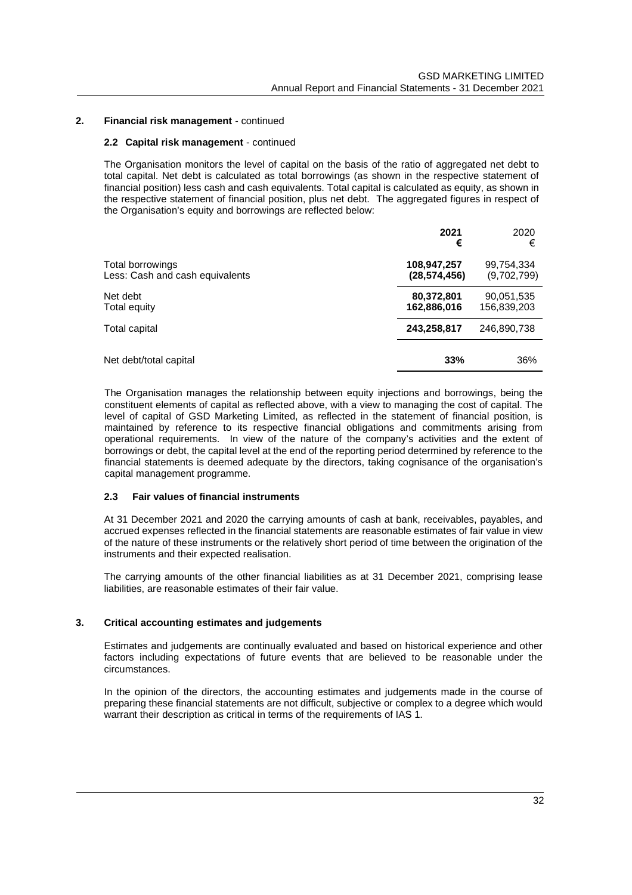## 2. Financial risk management - continued

### 2.2 Capital risk management - continued

The Organisation monitors the level of capital on the basis of the ratio of aggregated net debt to total capital. Net debt is calculated as total borrowings (as shown in the respective statement of financial position) less cash and cash equivalents. Total capital is calculated as equity, as shown in the respective statement of financial position, plus net debt. The aggregated figures in respect of the Organisation's equity and borrowings are reflected below:

| | **2021 €** | 2020 € |
|---|---|---|
| Total borrowings | **108,947,257** | 99,754,334 |
| Less: Cash and cash equivalents | **(28,574,456)** | (9,702,799) |
| Net debt | **80,372,801** | 90,051,535 |
| Total equity | **162,886,016** | 156,839,203 |
| Total capital | **243,258,817** | 246,890,738 |
| Net debt/total capital | **33%** | 36% |

The Organisation manages the relationship between equity injections and borrowings, being the constituent elements of capital as reflected above, with a view to managing the cost of capital. The level of capital of GSD Marketing Limited, as reflected in the statement of financial position, is maintained by reference to its respective financial obligations and commitments arising from operational requirements. In view of the nature of the company's activities and the extent of borrowings or debt, the capital level at the end of the reporting period determined by reference to the financial statements is deemed adequate by the directors, taking cognisance of the organisation's capital management programme.

### 2.3 Fair values of financial instruments

At 31 December 2021 and 2020 the carrying amounts of cash at bank, receivables, payables, and accrued expenses reflected in the financial statements are reasonable estimates of fair value in view of the nature of these instruments or the relatively short period of time between the origination of the instruments and their expected realisation.

The carrying amounts of the other financial liabilities as at 31 December 2021, comprising lease liabilities, are reasonable estimates of their fair value.

## 3. Critical accounting estimates and judgements

Estimates and judgements are continually evaluated and based on historical experience and other factors including expectations of future events that are believed to be reasonable under the circumstances.

In the opinion of the directors, the accounting estimates and judgements made in the course of preparing these financial statements are not difficult, subjective or complex to a degree which would warrant their description as critical in terms of the requirements of IAS 1.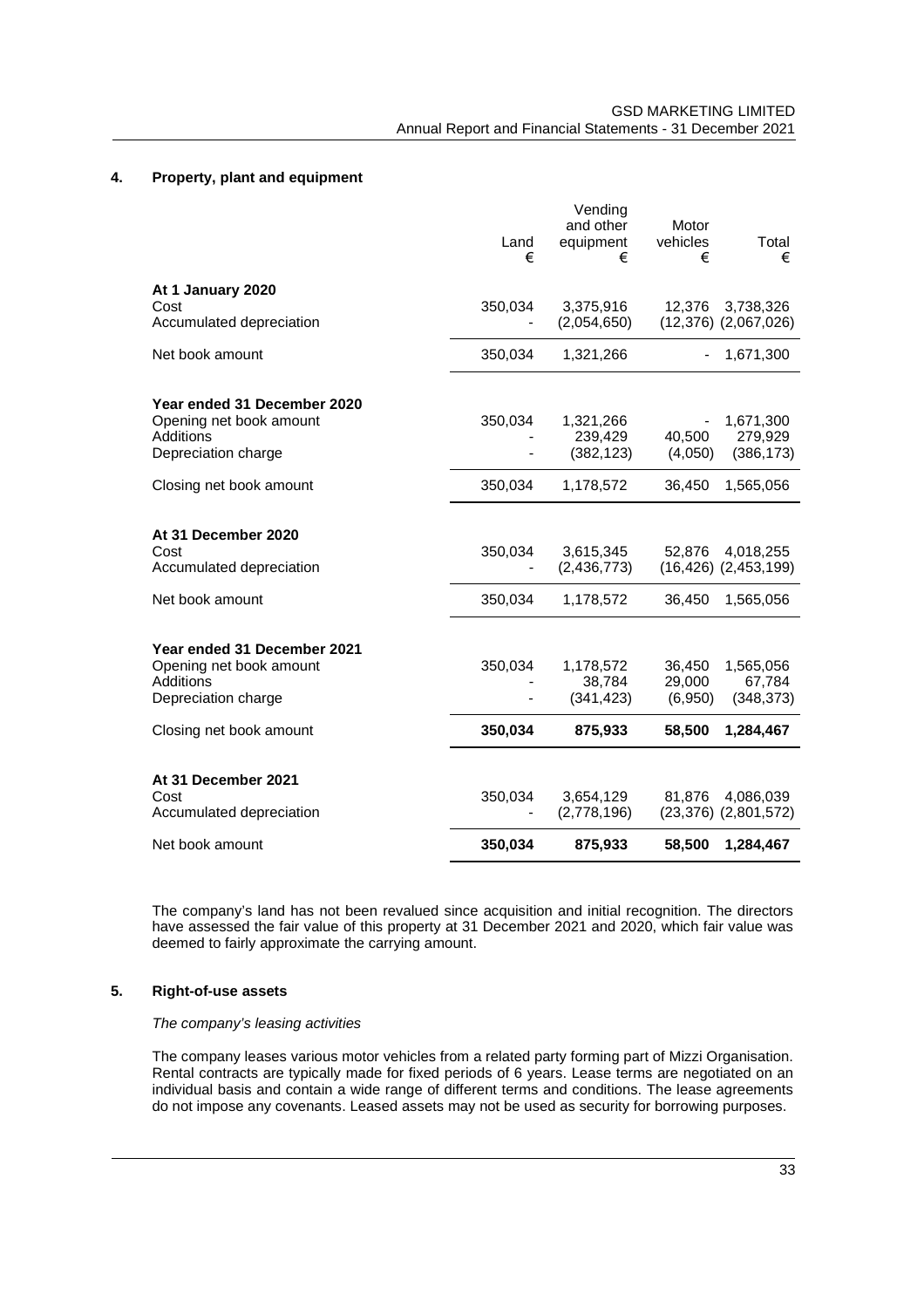## 4. Property, plant and equipment

| | Land € | Vending and other equipment € | Motor vehicles € | Total € |
|---|---|---|---|---|
| **At 1 January 2020** | | | | |
| Cost | 350,034 | 3,375,916 | 12,376 | 3,738,326 |
| Accumulated depreciation | - | (2,054,650) | (12,376) | (2,067,026) |
| Net book amount | 350,034 | 1,321,266 | - | 1,671,300 |
| **Year ended 31 December 2020** | | | | |
| Opening net book amount | 350,034 | 1,321,266 | - | 1,671,300 |
| Additions | - | 239,429 | 40,500 | 279,929 |
| Depreciation charge | - | (382,123) | (4,050) | (386,173) |
| Closing net book amount | 350,034 | 1,178,572 | 36,450 | 1,565,056 |
| **At 31 December 2020** | | | | |
| Cost | 350,034 | 3,615,345 | 52,876 | 4,018,255 |
| Accumulated depreciation | - | (2,436,773) | (16,426) | (2,453,199) |
| Net book amount | 350,034 | 1,178,572 | 36,450 | 1,565,056 |
| **Year ended 31 December 2021** | | | | |
| Opening net book amount | 350,034 | 1,178,572 | 36,450 | 1,565,056 |
| Additions | - | 38,784 | 29,000 | 67,784 |
| Depreciation charge | - | (341,423) | (6,950) | (348,373) |
| Closing net book amount | **350,034** | **875,933** | **58,500** | **1,284,467** |
| **At 31 December 2021** | | | | |
| Cost | 350,034 | 3,654,129 | 81,876 | 4,086,039 |
| Accumulated depreciation | - | (2,778,196) | (23,376) | (2,801,572) |
| Net book amount | **350,034** | **875,933** | **58,500** | **1,284,467** |

The company's land has not been revalued since acquisition and initial recognition. The directors have assessed the fair value of this property at 31 December 2021 and 2020, which fair value was deemed to fairly approximate the carrying amount.

## 5. Right-of-use assets

*The company's leasing activities*

The company leases various motor vehicles from a related party forming part of Mizzi Organisation. Rental contracts are typically made for fixed periods of 6 years. Lease terms are negotiated on an individual basis and contain a wide range of different terms and conditions. The lease agreements do not impose any covenants. Leased assets may not be used as security for borrowing purposes.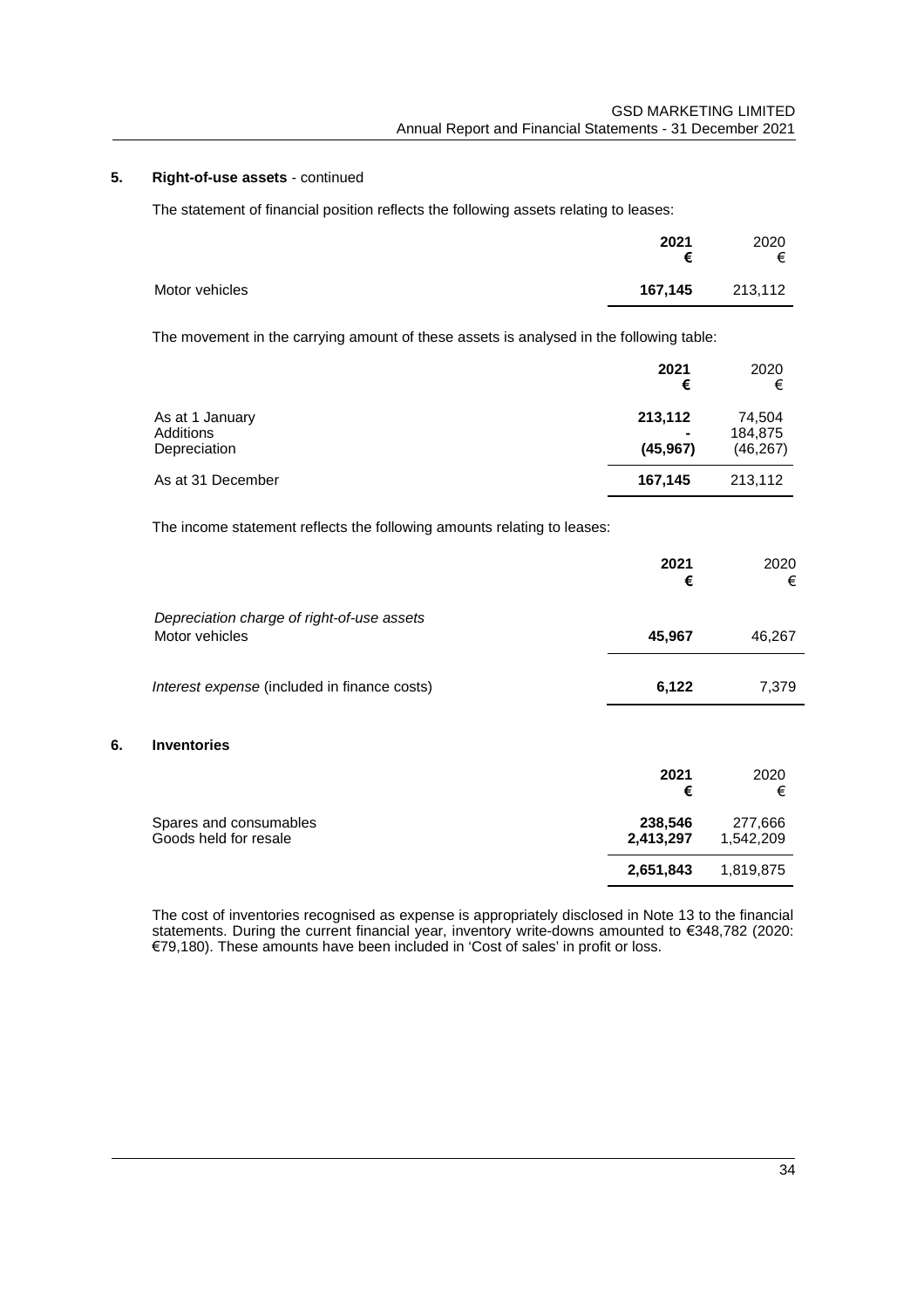## 5. Right-of-use assets - continued

The statement of financial position reflects the following assets relating to leases:

| | **2021** | 2020 |
|---|---|---|
| | **€** | € |
| Motor vehicles | **167,145** | 213,112 |

The movement in the carrying amount of these assets is analysed in the following table:

| | **2021** | 2020 |
|---|---|---|
| | **€** | € |
| As at 1 January | **213,112** | 74,504 |
| Additions | **-** | 184,875 |
| Depreciation | **(45,967)** | (46,267) |
| As at 31 December | **167,145** | 213,112 |

The income statement reflects the following amounts relating to leases:

| | **2021** | 2020 |
|---|---|---|
| | **€** | € |
| *Depreciation charge of right-of-use assets* | | |
| Motor vehicles | **45,967** | 46,267 |
| *Interest expense* (included in finance costs) | **6,122** | 7,379 |

## 6. Inventories

| | **2021** | 2020 |
|---|---|---|
| | **€** | € |
| Spares and consumables | **238,546** | 277,666 |
| Goods held for resale | **2,413,297** | 1,542,209 |
| | **2,651,843** | 1,819,875 |

The cost of inventories recognised as expense is appropriately disclosed in Note 13 to the financial statements. During the current financial year, inventory write-downs amounted to €348,782 (2020: €79,180). These amounts have been included in 'Cost of sales' in profit or loss.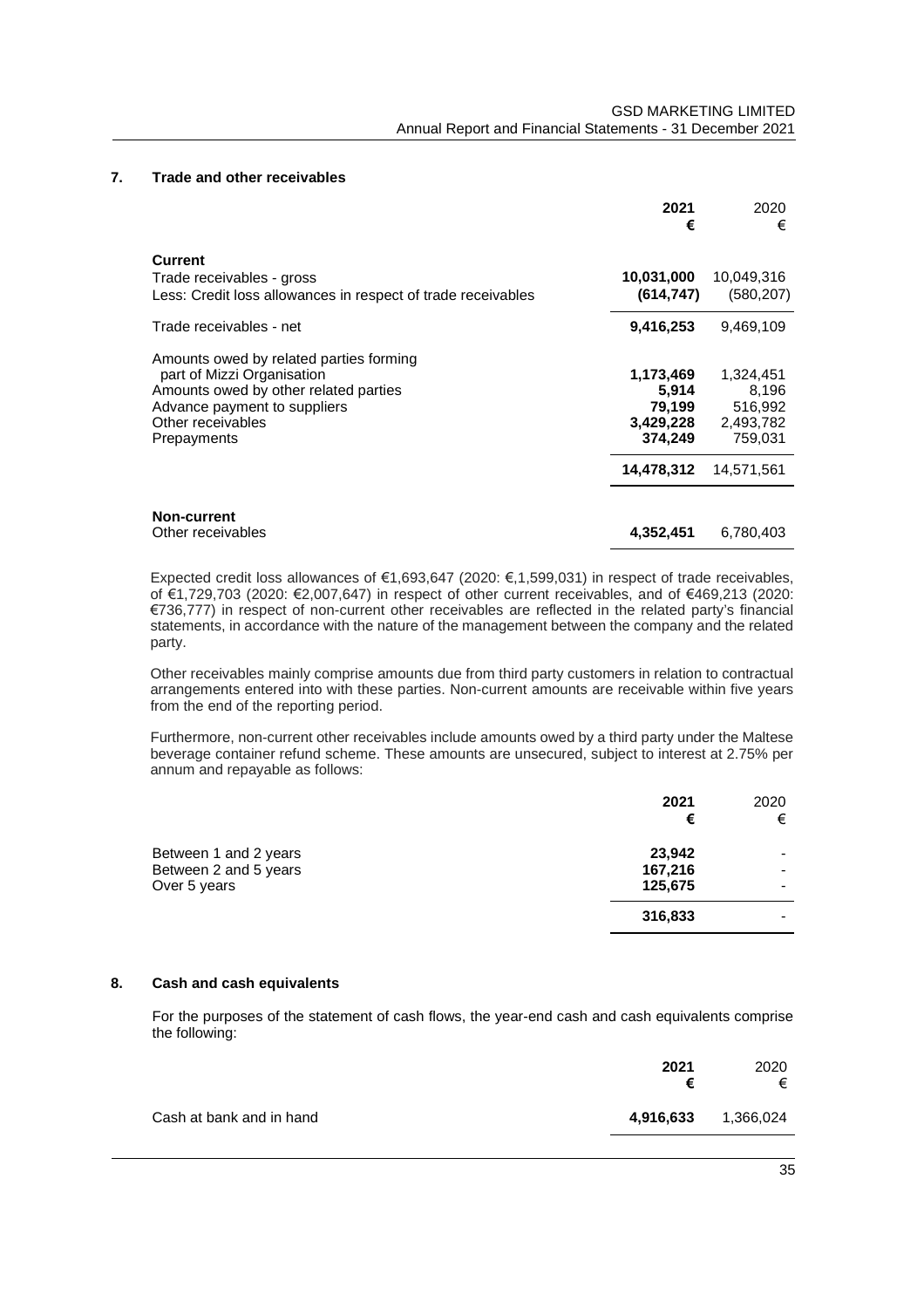## 7. Trade and other receivables

| | 2021 € | 2020 € |
|---|---|---|
| **Current** | | |
| Trade receivables - gross | **10,031,000** | 10,049,316 |
| Less: Credit loss allowances in respect of trade receivables | **(614,747)** | (580,207) |
| Trade receivables - net | **9,416,253** | 9,469,109 |
| Amounts owed by related parties forming part of Mizzi Organisation | **1,173,469** | 1,324,451 |
| Amounts owed by other related parties | **5,914** | 8,196 |
| Advance payment to suppliers | **79,199** | 516,992 |
| Other receivables | **3,429,228** | 2,493,782 |
| Prepayments | **374,249** | 759,031 |
| | **14,478,312** | 14,571,561 |
| **Non-current** | | |
| Other receivables | **4,352,451** | 6,780,403 |

Expected credit loss allowances of €1,693,647 (2020: €,1,599,031) in respect of trade receivables, of €1,729,703 (2020: €2,007,647) in respect of other current receivables, and of €469,213 (2020: €736,777) in respect of non-current other receivables are reflected in the related party's financial statements, in accordance with the nature of the management between the company and the related party.

Other receivables mainly comprise amounts due from third party customers in relation to contractual arrangements entered into with these parties. Non-current amounts are receivable within five years from the end of the reporting period.

Furthermore, non-current other receivables include amounts owed by a third party under the Maltese beverage container refund scheme. These amounts are unsecured, subject to interest at 2.75% per annum and repayable as follows:

| | 2021 € | 2020 € |
|---|---|---|
| Between 1 and 2 years | **23,942** | - |
| Between 2 and 5 years | **167,216** | - |
| Over 5 years | **125,675** | - |
| | **316,833** | - |

## 8. Cash and cash equivalents

For the purposes of the statement of cash flows, the year-end cash and cash equivalents comprise the following:

| | 2021 € | 2020 € |
|---|---|---|
| Cash at bank and in hand | **4,916,633** | 1,366,024 |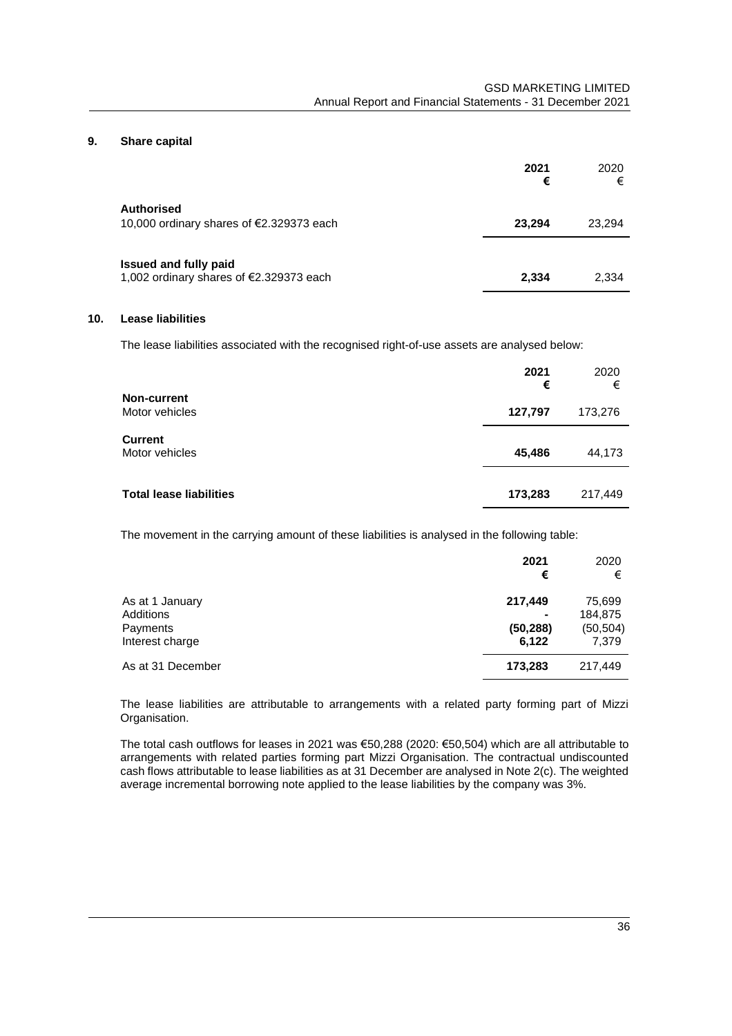## 9. Share capital

| | 2021<br>€ | 2020<br>€ |
|---|---|---|
| **Authorised** | | |
| 10,000 ordinary shares of €2.329373 each | **23,294** | 23,294 |
| **Issued and fully paid** | | |
| 1,002 ordinary shares of €2.329373 each | **2,334** | 2,334 |

## 10. Lease liabilities

The lease liabilities associated with the recognised right-of-use assets are analysed below:

| | 2021<br>€ | 2020<br>€ |
|---|---|---|
| **Non-current** | | |
| Motor vehicles | **127,797** | 173,276 |
| **Current** | | |
| Motor vehicles | **45,486** | 44,173 |
| **Total lease liabilities** | **173,283** | 217,449 |

The movement in the carrying amount of these liabilities is analysed in the following table:

| | 2021<br>€ | 2020<br>€ |
|---|---|---|
| As at 1 January | **217,449** | 75,699 |
| Additions | **-** | 184,875 |
| Payments | **(50,288)** | (50,504) |
| Interest charge | **6,122** | 7,379 |
| As at 31 December | **173,283** | 217,449 |

The lease liabilities are attributable to arrangements with a related party forming part of Mizzi Organisation.

The total cash outflows for leases in 2021 was €50,288 (2020: €50,504) which are all attributable to arrangements with related parties forming part Mizzi Organisation. The contractual undiscounted cash flows attributable to lease liabilities as at 31 December are analysed in Note 2(c). The weighted average incremental borrowing note applied to the lease liabilities by the company was 3%.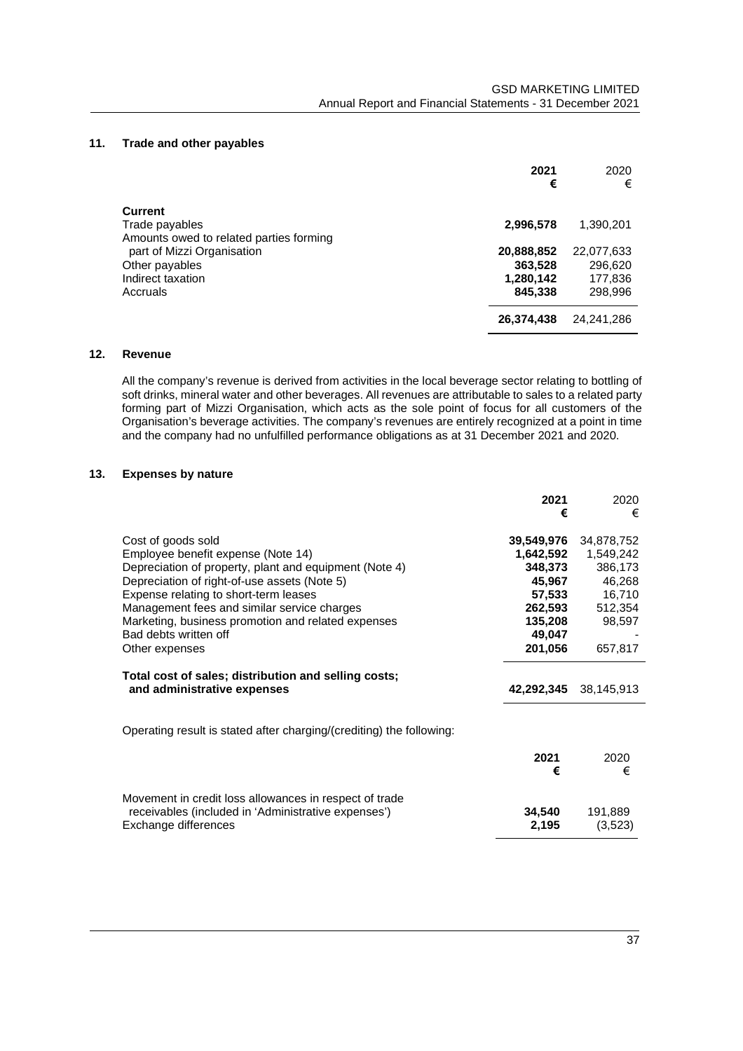## 11. Trade and other payables

| | 2021<br>€ | 2020<br>€ |
|---|---|---|
| **Current** | | |
| Trade payables | **2,996,578** | 1,390,201 |
| Amounts owed to related parties forming part of Mizzi Organisation | **20,888,852** | 22,077,633 |
| Other payables | **363,528** | 296,620 |
| Indirect taxation | **1,280,142** | 177,836 |
| Accruals | **845,338** | 298,996 |
| | **26,374,438** | 24,241,286 |

## 12. Revenue

All the company's revenue is derived from activities in the local beverage sector relating to bottling of soft drinks, mineral water and other beverages. All revenues are attributable to sales to a related party forming part of Mizzi Organisation, which acts as the sole point of focus for all customers of the Organisation's beverage activities. The company's revenues are entirely recognized at a point in time and the company had no unfulfilled performance obligations as at 31 December 2021 and 2020.

## 13. Expenses by nature

| | 2021<br>€ | 2020<br>€ |
|---|---|---|
| Cost of goods sold | **39,549,976** | 34,878,752 |
| Employee benefit expense (Note 14) | **1,642,592** | 1,549,242 |
| Depreciation of property, plant and equipment (Note 4) | **348,373** | 386,173 |
| Depreciation of right-of-use assets (Note 5) | **45,967** | 46,268 |
| Expense relating to short-term leases | **57,533** | 16,710 |
| Management fees and similar service charges | **262,593** | 512,354 |
| Marketing, business promotion and related expenses | **135,208** | 98,597 |
| Bad debts written off | **49,047** | - |
| Other expenses | **201,056** | 657,817 |
| **Total cost of sales; distribution and selling costs; and administrative expenses** | **42,292,345** | 38,145,913 |

Operating result is stated after charging/(crediting) the following:

| | 2021<br>€ | 2020<br>€ |
|---|---|---|
| Movement in credit loss allowances in respect of trade receivables (included in 'Administrative expenses') | **34,540** | 191,889 |
| Exchange differences | **2,195** | (3,523) |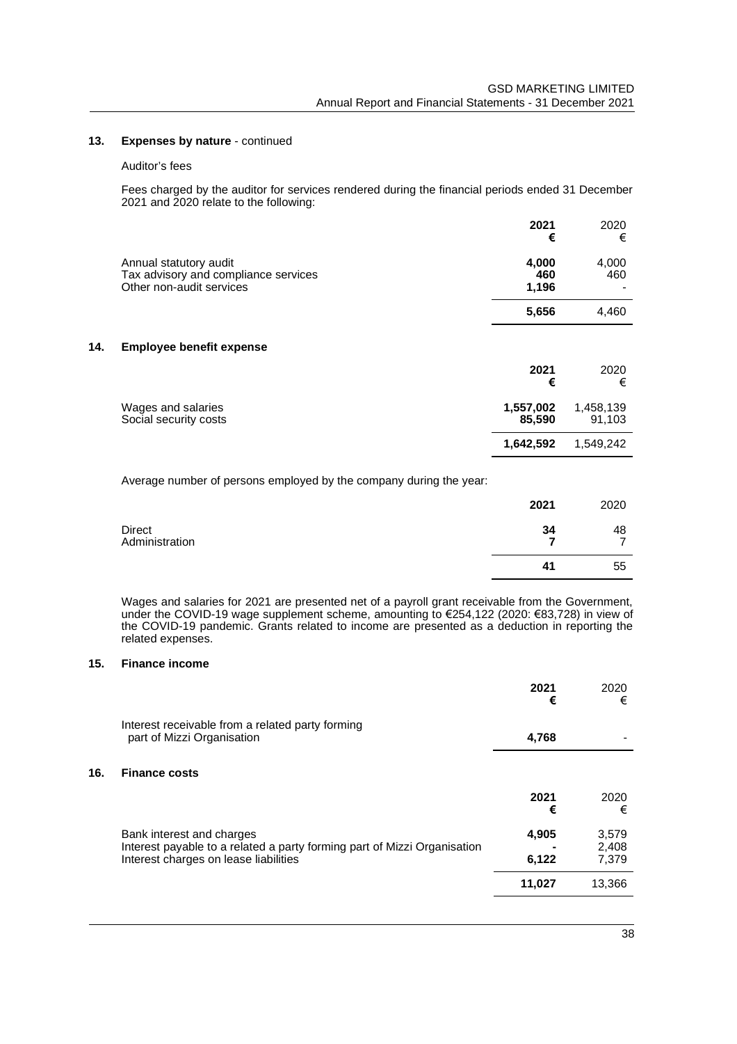## 13. Expenses by nature - continued

Auditor's fees

Fees charged by the auditor for services rendered during the financial periods ended 31 December 2021 and 2020 relate to the following:

| | 2021<br>€ | 2020<br>€ |
|---|---|---|
| Annual statutory audit | **4,000** | 4,000 |
| Tax advisory and compliance services | **460** | 460 |
| Other non-audit services | **1,196** | - |
| | **5,656** | 4,460 |

## 14. Employee benefit expense

| | 2021<br>€ | 2020<br>€ |
|---|---|---|
| Wages and salaries | **1,557,002** | 1,458,139 |
| Social security costs | **85,590** | 91,103 |
| | **1,642,592** | 1,549,242 |

Average number of persons employed by the company during the year:

| | 2021 | 2020 |
|---|---|---|
| Direct | **34** | 48 |
| Administration | **7** | 7 |
| | **41** | 55 |

Wages and salaries for 2021 are presented net of a payroll grant receivable from the Government, under the COVID-19 wage supplement scheme, amounting to €254,122 (2020: €83,728) in view of the COVID-19 pandemic. Grants related to income are presented as a deduction in reporting the related expenses.

## 15. Finance income

| | 2021<br>€ | 2020<br>€ |
|---|---|---|
| Interest receivable from a related party forming part of Mizzi Organisation | **4,768** | - |

## 16. Finance costs

| | 2021<br>€ | 2020<br>€ |
|---|---|---|
| Bank interest and charges | **4,905** | 3,579 |
| Interest payable to a related party forming part of Mizzi Organisation | **-** | 2,408 |
| Interest charges on lease liabilities | **6,122** | 7,379 |
| | **11,027** | 13,366 |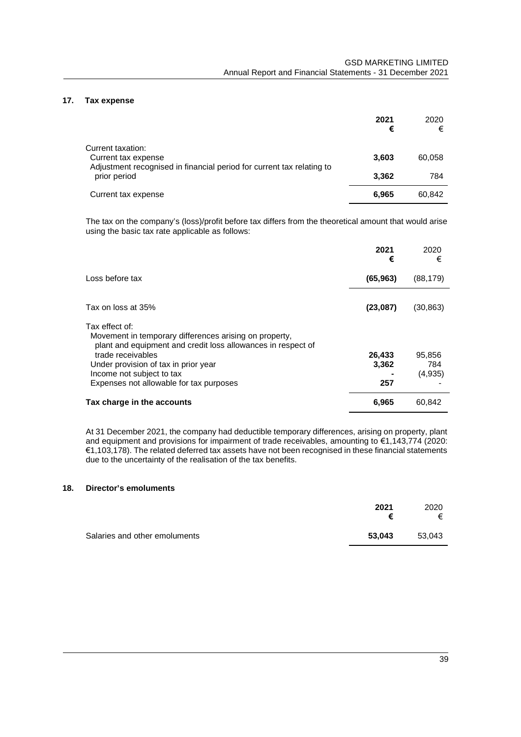## 17. Tax expense

| | 2021 € | 2020 € |
|---|---|---|
| Current taxation: | | |
| Current tax expense | **3,603** | 60,058 |
| Adjustment recognised in financial period for current tax relating to prior period | **3,362** | 784 |
| Current tax expense | **6,965** | 60,842 |

The tax on the company's (loss)/profit before tax differs from the theoretical amount that would arise using the basic tax rate applicable as follows:

| | 2021 € | 2020 € |
|---|---|---|
| Loss before tax | **(65,963)** | (88,179) |
| Tax on loss at 35% | **(23,087)** | (30,863) |
| Tax effect of: | | |
| Movement in temporary differences arising on property, plant and equipment and credit loss allowances in respect of trade receivables | **26,433** | 95,856 |
| Under provision of tax in prior year | **3,362** | 784 |
| Income not subject to tax | **-** | (4,935) |
| Expenses not allowable for tax purposes | **257** | - |
| **Tax charge in the accounts** | **6,965** | 60,842 |

At 31 December 2021, the company had deductible temporary differences, arising on property, plant and equipment and provisions for impairment of trade receivables, amounting to €1,143,774 (2020: €1,103,178). The related deferred tax assets have not been recognised in these financial statements due to the uncertainty of the realisation of the tax benefits.

## 18. Director's emoluments

| | 2021 € | 2020 € |
|---|---|---|
| Salaries and other emoluments | **53,043** | 53,043 |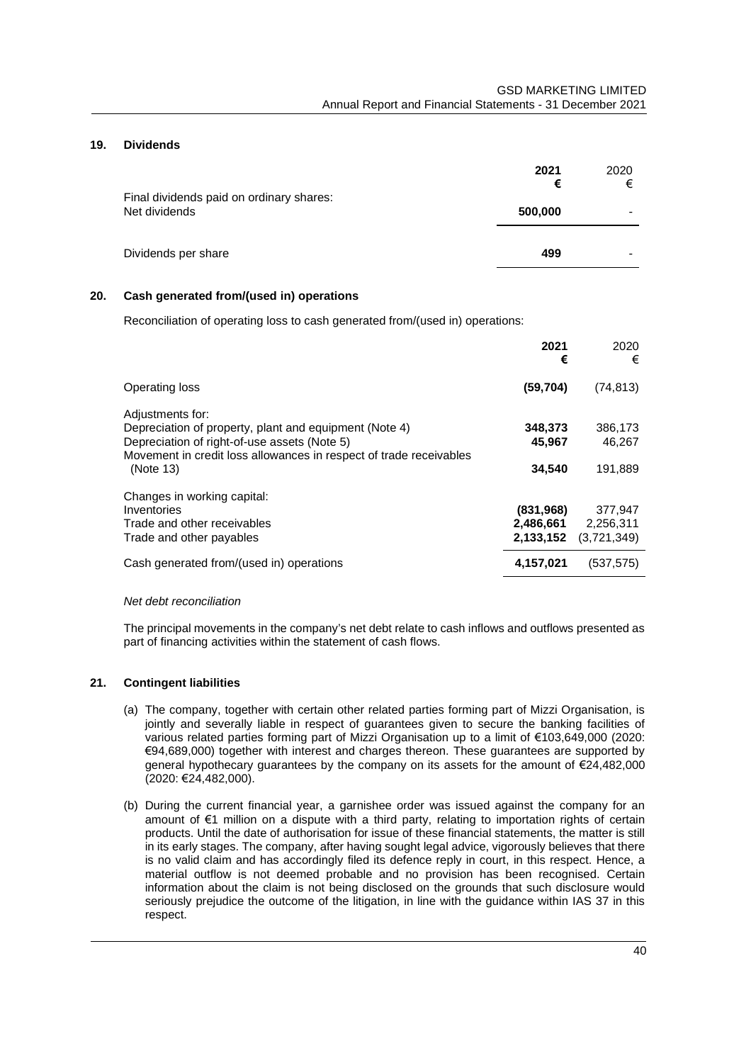## 19. Dividends

| | 2021 € | 2020 € |
|---|---|---|
| Final dividends paid on ordinary shares: | | |
| Net dividends | **500,000** | - |
| Dividends per share | **499** | - |

## 20. Cash generated from/(used in) operations

Reconciliation of operating loss to cash generated from/(used in) operations:

| | 2021 € | 2020 € |
|---|---|---|
| Operating loss | **(59,704)** | (74,813) |
| Adjustments for: | | |
| Depreciation of property, plant and equipment (Note 4) | **348,373** | 386,173 |
| Depreciation of right-of-use assets (Note 5) | **45,967** | 46,267 |
| Movement in credit loss allowances in respect of trade receivables (Note 13) | **34,540** | 191,889 |
| Changes in working capital: | | |
| Inventories | **(831,968)** | 377,947 |
| Trade and other receivables | **2,486,661** | 2,256,311 |
| Trade and other payables | **2,133,152** | (3,721,349) |
| Cash generated from/(used in) operations | **4,157,021** | (537,575) |

*Net debt reconciliation*

The principal movements in the company's net debt relate to cash inflows and outflows presented as part of financing activities within the statement of cash flows.

## 21. Contingent liabilities

(a) The company, together with certain other related parties forming part of Mizzi Organisation, is jointly and severally liable in respect of guarantees given to secure the banking facilities of various related parties forming part of Mizzi Organisation up to a limit of €103,649,000 (2020: €94,689,000) together with interest and charges thereon. These guarantees are supported by general hypothecary guarantees by the company on its assets for the amount of €24,482,000 (2020: €24,482,000).

(b) During the current financial year, a garnishee order was issued against the company for an amount of €1 million on a dispute with a third party, relating to importation rights of certain products. Until the date of authorisation for issue of these financial statements, the matter is still in its early stages. The company, after having sought legal advice, vigorously believes that there is no valid claim and has accordingly filed its defence reply in court, in this respect. Hence, a material outflow is not deemed probable and no provision has been recognised. Certain information about the claim is not being disclosed on the grounds that such disclosure would seriously prejudice the outcome of the litigation, in line with the guidance within IAS 37 in this respect.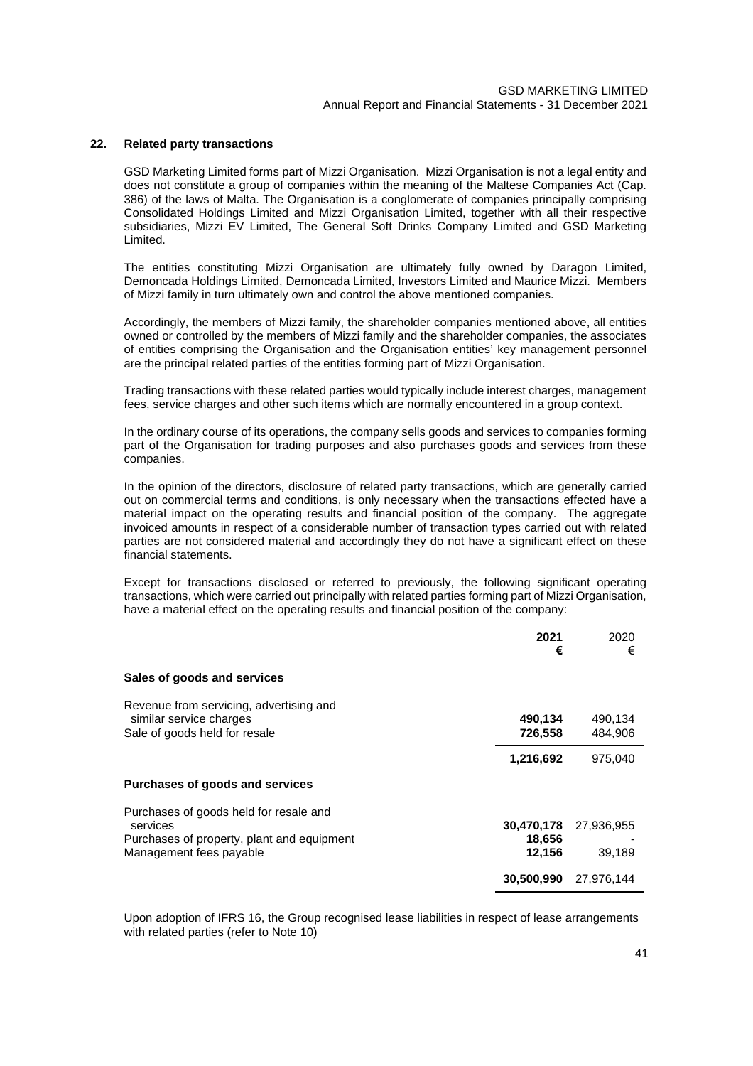## 22. Related party transactions

GSD Marketing Limited forms part of Mizzi Organisation. Mizzi Organisation is not a legal entity and does not constitute a group of companies within the meaning of the Maltese Companies Act (Cap. 386) of the laws of Malta. The Organisation is a conglomerate of companies principally comprising Consolidated Holdings Limited and Mizzi Organisation Limited, together with all their respective subsidiaries, Mizzi EV Limited, The General Soft Drinks Company Limited and GSD Marketing Limited.

The entities constituting Mizzi Organisation are ultimately fully owned by Daragon Limited, Demoncada Holdings Limited, Demoncada Limited, Investors Limited and Maurice Mizzi. Members of Mizzi family in turn ultimately own and control the above mentioned companies.

Accordingly, the members of Mizzi family, the shareholder companies mentioned above, all entities owned or controlled by the members of Mizzi family and the shareholder companies, the associates of entities comprising the Organisation and the Organisation entities' key management personnel are the principal related parties of the entities forming part of Mizzi Organisation.

Trading transactions with these related parties would typically include interest charges, management fees, service charges and other such items which are normally encountered in a group context.

In the ordinary course of its operations, the company sells goods and services to companies forming part of the Organisation for trading purposes and also purchases goods and services from these companies.

In the opinion of the directors, disclosure of related party transactions, which are generally carried out on commercial terms and conditions, is only necessary when the transactions effected have a material impact on the operating results and financial position of the company. The aggregate invoiced amounts in respect of a considerable number of transaction types carried out with related parties are not considered material and accordingly they do not have a significant effect on these financial statements.

Except for transactions disclosed or referred to previously, the following significant operating transactions, which were carried out principally with related parties forming part of Mizzi Organisation, have a material effect on the operating results and financial position of the company:

| | **2021 €** | 2020 € |
|---|---|---|
| **Sales of goods and services** | | |
| Revenue from servicing, advertising and similar service charges | **490,134** | 490,134 |
| Sale of goods held for resale | **726,558** | 484,906 |
| | **1,216,692** | 975,040 |
| **Purchases of goods and services** | | |
| Purchases of goods held for resale and services | **30,470,178** | 27,936,955 |
| Purchases of property, plant and equipment | **18,656** | - |
| Management fees payable | **12,156** | 39,189 |
| | **30,500,990** | 27,976,144 |

Upon adoption of IFRS 16, the Group recognised lease liabilities in respect of lease arrangements with related parties (refer to Note 10)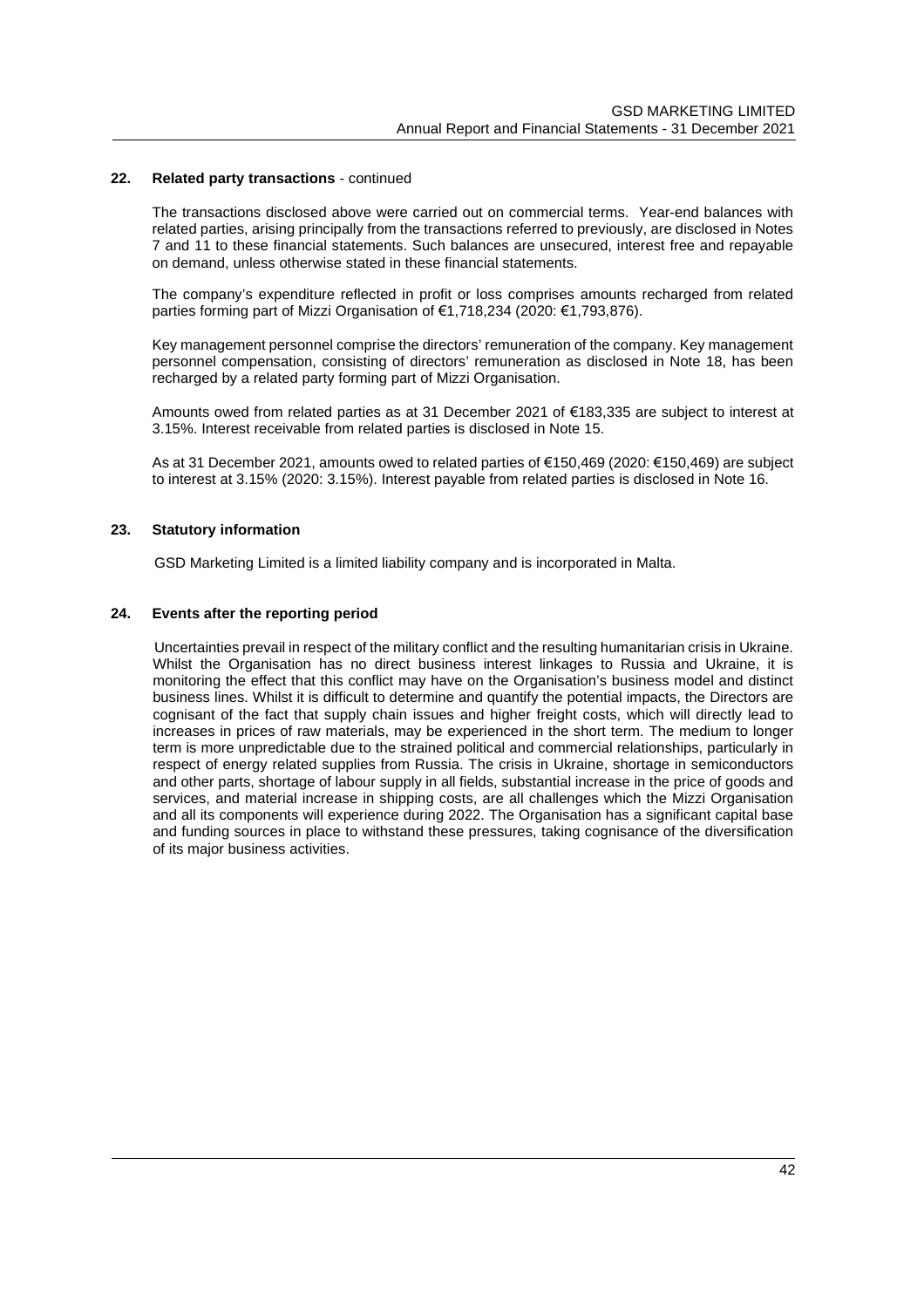## 22. Related party transactions - continued

The transactions disclosed above were carried out on commercial terms. Year-end balances with related parties, arising principally from the transactions referred to previously, are disclosed in Notes 7 and 11 to these financial statements. Such balances are unsecured, interest free and repayable on demand, unless otherwise stated in these financial statements.

The company's expenditure reflected in profit or loss comprises amounts recharged from related parties forming part of Mizzi Organisation of €1,718,234 (2020: €1,793,876).

Key management personnel comprise the directors' remuneration of the company. Key management personnel compensation, consisting of directors' remuneration as disclosed in Note 18, has been recharged by a related party forming part of Mizzi Organisation.

Amounts owed from related parties as at 31 December 2021 of €183,335 are subject to interest at 3.15%. Interest receivable from related parties is disclosed in Note 15.

As at 31 December 2021, amounts owed to related parties of €150,469 (2020: €150,469) are subject to interest at 3.15% (2020: 3.15%). Interest payable from related parties is disclosed in Note 16.

## 23. Statutory information

GSD Marketing Limited is a limited liability company and is incorporated in Malta.

## 24. Events after the reporting period

Uncertainties prevail in respect of the military conflict and the resulting humanitarian crisis in Ukraine. Whilst the Organisation has no direct business interest linkages to Russia and Ukraine, it is monitoring the effect that this conflict may have on the Organisation's business model and distinct business lines. Whilst it is difficult to determine and quantify the potential impacts, the Directors are cognisant of the fact that supply chain issues and higher freight costs, which will directly lead to increases in prices of raw materials, may be experienced in the short term. The medium to longer term is more unpredictable due to the strained political and commercial relationships, particularly in respect of energy related supplies from Russia. The crisis in Ukraine, shortage in semiconductors and other parts, shortage of labour supply in all fields, substantial increase in the price of goods and services, and material increase in shipping costs, are all challenges which the Mizzi Organisation and all its components will experience during 2022. The Organisation has a significant capital base and funding sources in place to withstand these pressures, taking cognisance of the diversification of its major business activities.